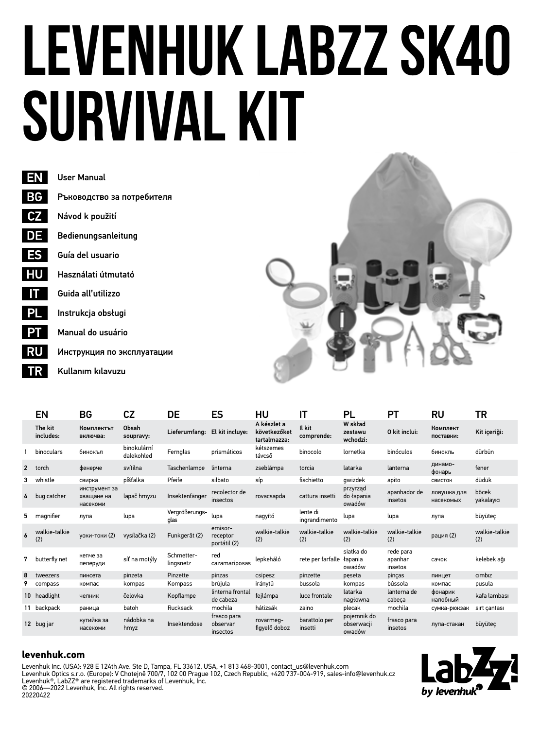# LEVENHUK LABZZ SK40 SURVIVAL KIT

**EN** User Manual
**BG** Ръководство за потребителя
**CZ** Návod k použití
**DE** Bedienungsanleitung
**ES** Guía del usuario
**HU** Használati útmutató
**IT** Guida all'utilizzo
**PL** Instrukcja obsługi
**PT** Manual do usuário
**RU** Инструкция по эксплуатации
**TR** Kullanım kılavuzu

| | EN | BG | CZ | DE | ES | HU | IT | PL | PT | RU | TR |
|---|---|---|---|---|---|---|---|---|---|---|---|
| | **The kit includes:** | **Комплектът включва:** | **Obsah soupravy:** | **Lieferumfang:** | **El kit incluye:** | **A készlet a következőket tartalmazza:** | **Il kit comprende:** | **W skład zestawu wchodzi:** | **O kit inclui:** | **Комплект поставки:** | **Kit içeriği:** |
| 1 | binoculars | бинокъл | binokulární dalekohled | Fernglas | prismáticos | kétszemes távcső | binocolo | lornetka | binóculos | бинокль | dürbün |
| 2 | torch | фенерче | svítilna | Taschenlampe | linterna | zseblámpa | torcia | latarka | lanterna | динамо-фонарь | fener |
| 3 | whistle | свирка | píšťalka | Pfeife | silbato | síp | fischietto | gwizdek | apito | свисток | düdük |
| 4 | bug catcher | инструмент за хващане на насекоми | lapač hmyzu | Insektenfänger | recolector de insectos | rovarcsapda | cattura insetti | przyrząd do łapania owadów | apanhador de insetos | ловушка для насекомых | böcek yakalayıcı |
| 5 | magnifier | лупа | lupa | Vergrößerungsglas | lupa | nagyító | lente di ingrandimento | lupa | lupa | лупа | büyüteç |
| 6 | walkie-talkie (2) | уоки-токи (2) | vysílačka (2) | Funkgerät (2) | emisor-receptor portátil (2) | walkie-talkie (2) | walkie-talkie (2) | walkie-talkie (2) | walkie-talkie (2) | рация (2) | walkie-talkie (2) |
| 7 | butterfly net | кепче за пеперуди | síť na motýly | Schmetterlingsnetz | red cazamariposas | lepkeháló | rete per farfalle | siatka do łapania owadów | rede para apanhar insetos | сачок | kelebek ağı |
| 8 | tweezers | пинсета | pinzeta | Pinzette | pinzas | csipesz | pinzette | pęseta | pinças | пинцет | cımbız |
| 9 | compass | компас | kompas | Kompass | brújula | iránytű | bussola | kompas | bússola | компас | pusula |
| 10 | headlight | челник | čelovka | Kopflampe | linterna frontal de cabeza | fejlámpa | luce frontale | latarka nagłowna | lanterna de cabeça | фонарик налобный | kafa lambası |
| 11 | backpack | раница | batoh | Rucksack | mochila | hátizsák | zaino | plecak | mochila | сумка-рюкзак | sırt çantası |
| 12 | bug jar | кутийка за насекоми | nádobka na hmyz | Insektendose | frasco para observar insectos | rovarmegfigyelő doboz | barattolo per insetti | pojemnik do obserwacji owadów | frasco para insetos | лупа-стакан | büyüteç |

**levenhuk.com**

Levenhuk Inc. (USA): 928 E 124th Ave. Ste D, Tampa, FL 33612, USA, +1 813 468-3001, contact_us@levenhuk.com
Levenhuk Optics s.r.o. (Europe): V Chotejně 700/7, 102 00 Prague 102, Czech Republic, +420 737-004-919, sales-info@levenhuk.cz
Levenhuk®, LabZZ® are registered trademarks of Levenhuk, Inc.
© 2006—2022 Levenhuk, Inc. All rights reserved.
20220422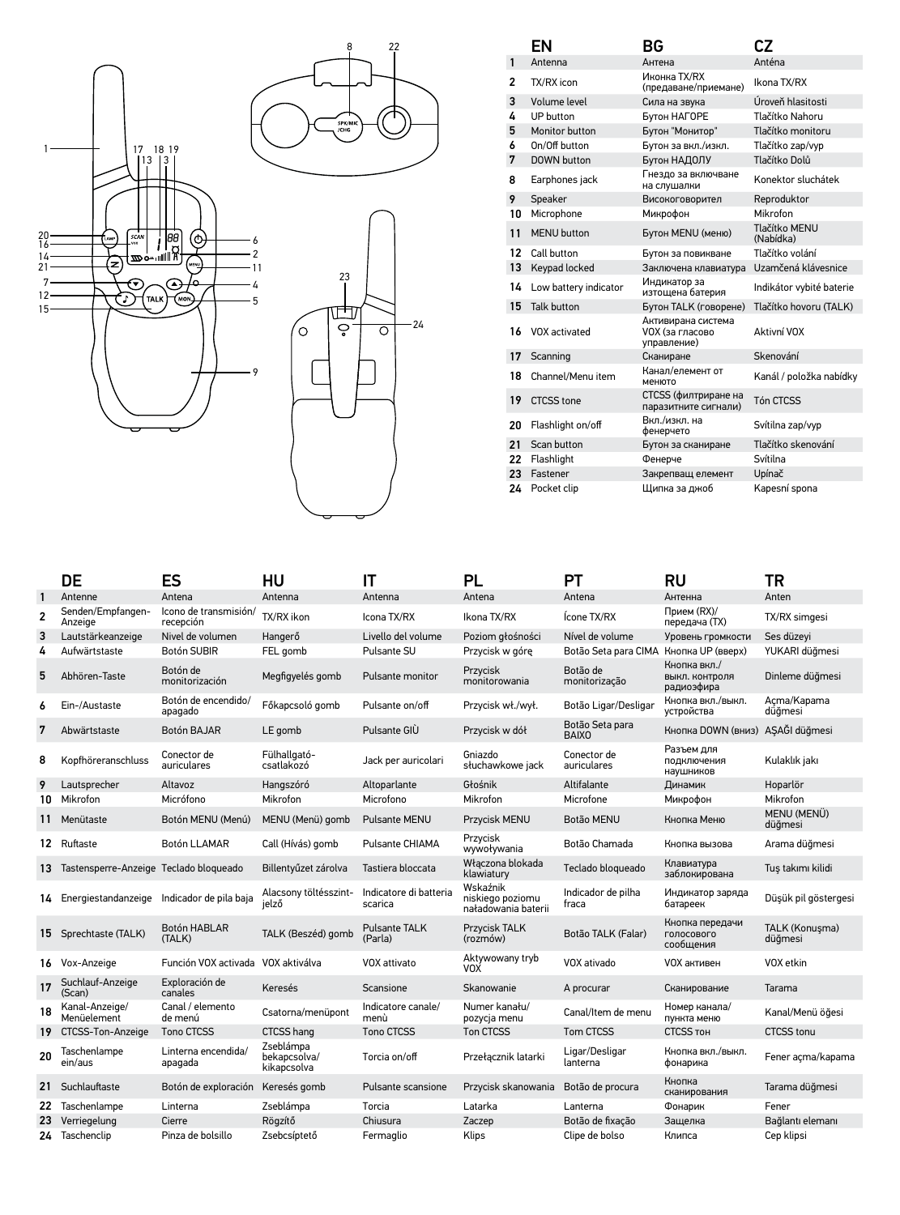| | EN | BG | CZ |
|---|---|---|---|
| 1 | Antenna | Антена | Anténa |
| 2 | TX/RX icon | Иконка TX/RX (предаване/приемане) | Ikona TX/RX |
| 3 | Volume level | Сила на звука | Úroveň hlasitosti |
| 4 | UP button | Бутон НАГОРЕ | Tlačítko Nahoru |
| 5 | Monitor button | Бутон "Монитор" | Tlačítko monitoru |
| 6 | On/Off button | Бутон за вкл./изкл. | Tlačítko zap/vyp |
| 7 | DOWN button | Бутон НАДОЛУ | Tlačítko Dolů |
| 8 | Earphones jack | Гнездо за включване на слушалки | Konektor sluchátek |
| 9 | Speaker | Високоговорител | Reproduktor |
| 10 | Microphone | Микрофон | Mikrofon |
| 11 | MENU button | Бутон MENU (меню) | Tlačítko MENU (Nabídka) |
| 12 | Call button | Бутон за повикване | Tlačítko volání |
| 13 | Keypad locked | Заключена клавиатура | Uzamčená klávesnice |
| 14 | Low battery indicator | Индикатор за изтощена батерия | Indikátor vybité baterie |
| 15 | Talk button | Бутон TALK (говорене) | Tlačítko hovoru (TALK) |
| 16 | VOX activated | Активирана система VOX (за гласово управление) | Aktivní VOX |
| 17 | Scanning | Сканиране | Skenování |
| 18 | Channel/Menu item | Канал/елемент от менюто | Kanál / položka nabídky |
| 19 | CTCSS tone | CTCSS (филтриране на паразитните сигнали) | Tón CTCSS |
| 20 | Flashlight on/off | Вкл./изкл. на фенерчето | Svítilna zap/vyp |
| 21 | Scan button | Бутон за сканиране | Tlačítko skenování |
| 22 | Flashlight | Фенерче | Svítilna |
| 23 | Fastener | Закрепващ елемент | Upínač |
| 24 | Pocket clip | Щипка за джоб | Kapesní spona |

| | DE | ES | HU | IT | PL | PT | RU | TR |
|---|---|---|---|---|---|---|---|---|
| 1 | Antenne | Antena | Antenna | Antenna | Antena | Antena | Антенна | Anten |
| 2 | Senden/Empfangen-Anzeige | Icono de transmisión/ recepción | TX/RX ikon | Icona TX/RX | Ikona TX/RX | Ícone TX/RX | Прием (RX)/ передача (TX) | TX/RX simgesi |
| 3 | Lautstärkeanzeige | Nivel de volumen | Hangerő | Livello del volume | Poziom głośności | Nível de volume | Уровень громкости | Ses düzeyi |
| 4 | Aufwärtstaste | Botón SUBIR | FEL gomb | Pulsante SU | Przycisk w górę | Botão Seta para CIMA | Кнопка UP (вверх) | YUKARI düğmesi |
| 5 | Abhören-Taste | Botón de monitorización | Megfigyelés gomb | Pulsante monitor | Przycisk monitorowania | Botão de monitorização | Кнопка вкл./ выкл. контроля радиоэфира | Dinleme düğmesi |
| 6 | Ein-/Austaste | Botón de encendido/ apagado | Főkapcsoló gomb | Pulsante on/off | Przycisk wł./wył. | Botão Ligar/Desligar | Кнопка вкл./выкл. устройства | Açma/Kapama düğmesi |
| 7 | Abwärtstaste | Botón BAJAR | LE gomb | Pulsante GIÙ | Przycisk w dół | Botão Seta para BAIXO | Кнопка DOWN (вниз) | AŞAĞI düğmesi |
| 8 | Kopfhöreranschluss | Conector de auriculares | Fülhallgató-csatlakozó | Jack per auricolari | Gniazdo słuchawkowe jack | Conector de auriculares | Разъем для подключения наушников | Kulaklık jakı |
| 9 | Lautsprecher | Altavoz | Hangszóró | Altoparlante | Głośnik | Altifalante | Динамик | Hoparlör |
| 10 | Mikrofon | Micrófono | Mikrofon | Microfono | Mikrofon | Microfone | Микрофон | Mikrofon |
| 11 | Menütaste | Botón MENU (Menú) | MENU (Menü) gomb | Pulsante MENU | Przycisk MENU | Botão MENU | Кнопка Меню | MENU (MENÜ) düğmesi |
| 12 | Ruftaste | Botón LLAMAR | Call (Hívás) gomb | Pulsante CHIAMA | Przycisk wywoływania | Botão Chamada | Кнопка вызова | Arama düğmesi |
| 13 | Tastensperre-Anzeige | Teclado bloqueado | Billentyűzet zárolva | Tastiera bloccata | Włączona blokada klawiatury | Teclado bloqueado | Клавиатура заблокирована | Tuş takımı kilidi |
| 14 | Energiestandanzeige | Indicador de pila baja | Alacsony töltésszint-jelző | Indicatore di batteria scarica | Wskaźnik niskiego poziomu naładowania baterii | Indicador de pilha fraca | Индикатор заряда батареек | Düşük pil göstergesi |
| 15 | Sprechtaste (TALK) | Botón HABLAR (TALK) | TALK (Beszéd) gomb | Pulsante TALK (Parla) | Przycisk TALK (rozmów) | Botão TALK (Falar) | Кнопка передачи голосового сообщения | TALK (Konuşma) düğmesi |
| 16 | Vox-Anzeige | Función VOX activada | VOX aktiválva | VOX attivato | Aktywowany tryb VOX | VOX ativado | VOX активен | VOX etkin |
| 17 | Suchlauf-Anzeige (Scan) | Exploración de canales | Keresés | Scansione | Skanowanie | A procurar | Сканирование | Tarama |
| 18 | Kanal-Anzeige/ Menüelement | Canal / elemento de menú | Csatorna/menüpont | Indicatore canale/ menù | Numer kanału/ pozycja menu | Canal/Item de menu | Номер канала/ пункта меню | Kanal/Menü öğesi |
| 19 | CTCSS-Ton-Anzeige | Tono CTCSS | CTCSS hang | Tono CTCSS | Ton CTCSS | Tom CTCSS | CTCSS тон | CTCSS tonu |
| 20 | Taschenlampe ein/aus | Linterna encendida/ apagada | Zseblámpa bekapcsolva/ kikapcsolva | Torcia on/off | Przełącznik latarki | Ligar/Desligar lanterna | Кнопка вкл./выкл. фонарика | Fener açma/kapama |
| 21 | Suchlauftaste | Botón de exploración | Keresés gomb | Pulsante scansione | Przycisk skanowania | Botão de procura | Кнопка сканирования | Tarama düğmesi |
| 22 | Taschenlampe | Linterna | Zseblámpa | Torcia | Latarka | Lanterna | Фонарик | Fener |
| 23 | Verriegelung | Cierre | Rögzítő | Chiusura | Zaczep | Botão de fixação | Защелка | Bağlantı elemanı |
| 24 | Taschenclip | Pinza de bolsillo | Zsebcsíptető | Fermaglio | Klips | Clipe de bolso | Клипса | Cep klipsi |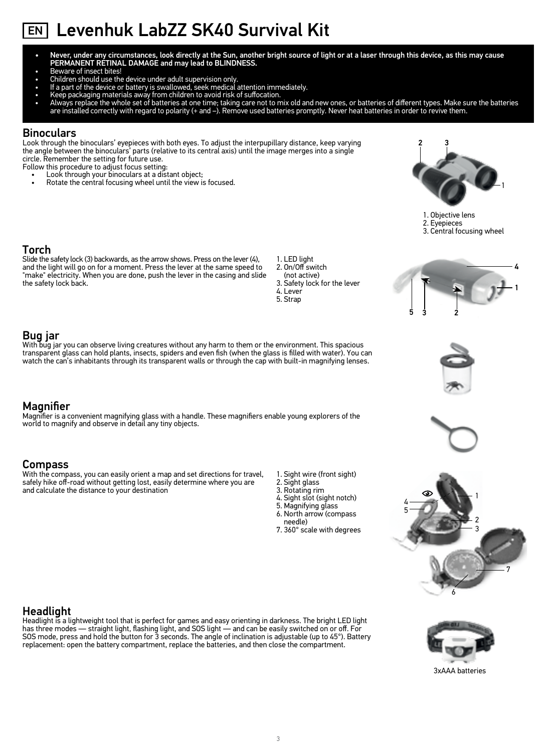# EN Levenhuk LabZZ SK40 Survival Kit

- **Never, under any circumstances, look directly at the Sun, another bright source of light or at a laser through this device, as this may cause PERMANENT RETINAL DAMAGE and may lead to BLINDNESS.**
- Beware of insect bites!
- Children should use the device under adult supervision only.
- If a part of the device or battery is swallowed, seek medical attention immediately.
- Keep packaging materials away from children to avoid risk of suffocation.
- Always replace the whole set of batteries at one time; taking care not to mix old and new ones, or batteries of different types. Make sure the batteries are installed correctly with regard to polarity (+ and –). Remove used batteries promptly. Never heat batteries in order to revive them.

## Binoculars

Look through the binoculars' eyepieces with both eyes. To adjust the interpupillary distance, keep varying the angle between the binoculars' parts (relative to its central axis) until the image merges into a single circle. Remember the setting for future use.

Follow this procedure to adjust focus setting:

- Look through your binoculars at a distant object;
- Rotate the central focusing wheel until the view is focused.

1. Objective lens
2. Eyepieces
3. Central focusing wheel

## Torch

Slide the safety lock (3) backwards, as the arrow shows. Press on the lever (4), and the light will go on for a moment. Press the lever at the same speed to "make" electricity. When you are done, push the lever in the casing and slide the safety lock back.

1. LED light
2. On/Off switch (not active)
3. Safety lock for the lever
4. Lever
5. Strap

## Bug jar

With bug jar you can observe living creatures without any harm to them or the environment. This spacious transparent glass can hold plants, insects, spiders and even fish (when the glass is filled with water). You can watch the can's inhabitants through its transparent walls or through the cap with built-in magnifying lenses.

## Magnifier

Magnifier is a convenient magnifying glass with a handle. These magnifiers enable young explorers of the world to magnify and observe in detail any tiny objects.

## Compass

With the compass, you can easily orient a map and set directions for travel, safely hike off-road without getting lost, easily determine where you are and calculate the distance to your destination

1. Sight wire (front sight)
2. Sight glass
3. Rotating rim
4. Sight slot (sight notch)
5. Magnifying glass
6. North arrow (compass needle)
7. 360° scale with degrees

## Headlight

Headlight is a lightweight tool that is perfect for games and easy orienting in darkness. The bright LED light has three modes — straight light, flashing light, and SOS light — and can be easily switched on or off. For SOS mode, press and hold the button for 3 seconds. The angle of inclination is adjustable (up to 45°). Battery replacement: open the battery compartment, replace the batteries, and then close the compartment.

3xAAA batteries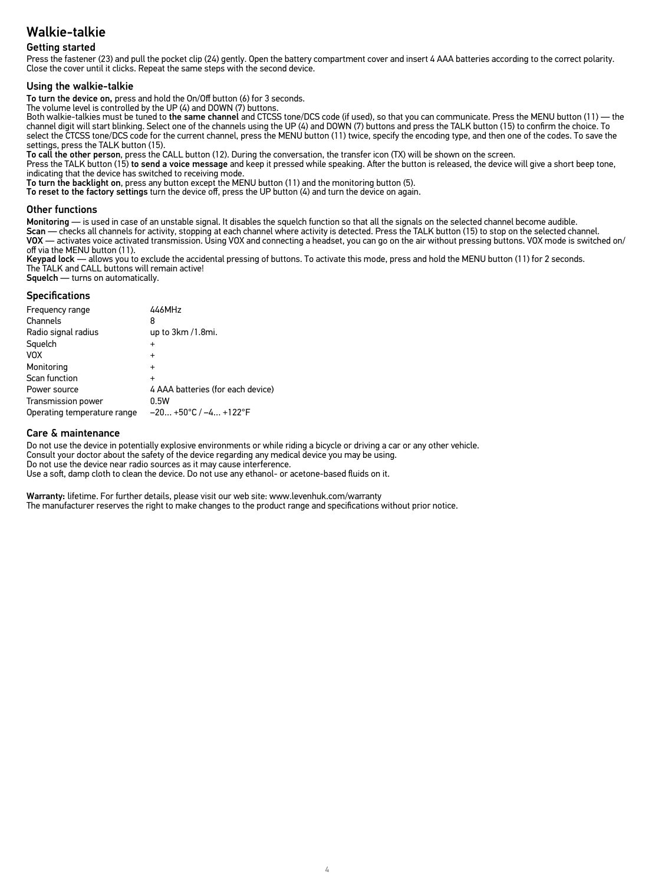# Walkie-talkie

## Getting started

Press the fastener (23) and pull the pocket clip (24) gently. Open the battery compartment cover and insert 4 AAA batteries according to the correct polarity. Close the cover until it clicks. Repeat the same steps with the second device.

## Using the walkie-talkie

**To turn the device on,** press and hold the On/Off button (6) for 3 seconds.
The volume level is controlled by the UP (4) and DOWN (7) buttons.
Both walkie-talkies must be tuned to **the same channel** and CTCSS tone/DCS code (if used), so that you can communicate. Press the MENU button (11) — the channel digit will start blinking. Select one of the channels using the UP (4) and DOWN (7) buttons and press the TALK button (15) to confirm the choice. To select the CTCSS tone/DCS code for the current channel, press the MENU button (11) twice, specify the encoding type, and then one of the codes. To save the settings, press the TALK button (15).
**To call the other person**, press the CALL button (12). During the conversation, the transfer icon (TX) will be shown on the screen.
Press the TALK button (15) **to send a voice message** and keep it pressed while speaking. After the button is released, the device will give a short beep tone, indicating that the device has switched to receiving mode.
**To turn the backlight on**, press any button except the MENU button (11) and the monitoring button (5).
**To reset to the factory settings** turn the device off, press the UP button (4) and turn the device on again.

## Other functions

**Monitoring** — is used in case of an unstable signal. It disables the squelch function so that all the signals on the selected channel become audible.
**Scan** — checks all channels for activity, stopping at each channel where activity is detected. Press the TALK button (15) to stop on the selected channel.
**VOX** — activates voice activated transmission. Using VOX and connecting a headset, you can go on the air without pressing buttons. VOX mode is switched on/off via the MENU button (11).
**Keypad lock** — allows you to exclude the accidental pressing of buttons. To activate this mode, press and hold the MENU button (11) for 2 seconds.
The TALK and CALL buttons will remain active!
**Squelch** — turns on automatically.

## Specifications

| | |
|---|---|
| Frequency range | 446MHz |
| Channels | 8 |
| Radio signal radius | up to 3km /1.8mi. |
| Squelch | + |
| VOX | + |
| Monitoring | + |
| Scan function | + |
| Power source | 4 AAA batteries (for each device) |
| Transmission power | 0.5W |
| Operating temperature range | –20... +50°C / –4... +122°F |

## Care & maintenance

Do not use the device in potentially explosive environments or while riding a bicycle or driving a car or any other vehicle.
Consult your doctor about the safety of the device regarding any medical device you may be using.
Do not use the device near radio sources as it may cause interference.
Use a soft, damp cloth to clean the device. Do not use any ethanol- or acetone-based fluids on it.

**Warranty:** lifetime. For further details, please visit our web site: www.levenhuk.com/warranty
The manufacturer reserves the right to make changes to the product range and specifications without prior notice.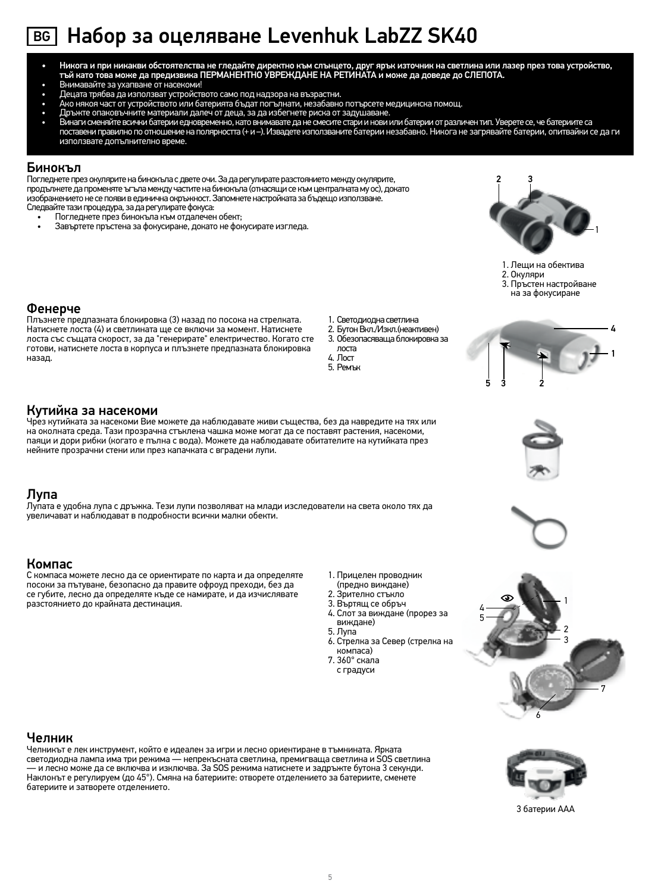# BG Набор за оцеляване Levenhuk LabZZ SK40

- **Никога и при никакви обстоятелства не гледайте директно към слънцето, друг ярък източник на светлина или лазер през това устройство, тъй като това може да предизвика ПЕРМАНЕНТНО УВРЕЖДАНЕ НА РЕТИНАТА и може да доведе до СЛЕПОТА.**
- Внимавайте за ухапване от насекоми!
- Децата трябва да използват устройството само под надзора на възрастни.
- Ако някоя част от устройството или батерията бъдат погълнати, незабавно потърсете медицинска помощ.
- Дръжте опаковъчните материали далеч от деца, за да избегнете риска от задушаване.
- Винаги сменяйте всички батерии едновременно, като внимавате да не смесите стари и нови или батерии от различен тип. Уверете се, че батериите са поставени правилно по отношение на полярността (+ и –). Извадете използваните батерии незабавно. Никога не загрявайте батерии, опитвайки се да ги използвате допълнително време.

## Бинокъл

Погледнете през окулярите на бинокъла с двете очи. За да регулирате разстоянието между окулярите, продължете да променяте ъгъла между частите на бинокъла (отнасящи се към централната му ос), докато изображението не се появи в единична окръжност. Запомнете настройката за бъдещо използване.
Следвайте тази процедура, за да регулирате фокуса:

- Погледнете през бинокъла към отдалечен обект;
- Завъртете пръстена за фокусиране, докато не фокусирате изгледа.

1. Лещи на обектива
2. Окуляри
3. Пръстен настройване на за фокусиране

## Фенерче

Плъзнете предпазната блокировка (3) назад по посока на стрелката. Натиснете лоста (4) и светлината ще се включи за момент. Натиснете лоста със същата скорост, за да "генерирате" електричество. Когато сте готови, натиснете лоста в корпуса и плъзнете предпазната блокировка назад.

1. Светодиодна светлина
2. Бутон Вкл./Изкл.(неактивен)
3. Обезопасяваща блокировка за лоста
4. Лост
5. Ремък

## Кутийка за насекоми

Чрез кутийката за насекоми Вие можете да наблюдавате живи същества, без да навредите на тях или на околната среда. Тази прозрачна стъклена чашка може могат да се поставят растения, насекоми, паяци и дори рибки (когато е пълна с вода). Можете да наблюдавате обитателите на кутийката през нейните прозрачни стени или през капачката с вградени лупи.

## Лупа

Лупата е удобна лупа с дръжка. Тези лупи позволяват на млади изследователи на света около тях да увеличават и наблюдават в подробности всички малки обекти.

## Компас

С компаса можете лесно да се ориентирате по карта и да определяте посоки за пътуване, безопасно да правите офроуд преходи, без да се губите, лесно да определяте къде се намирате, и да изчислявате разстоянието до крайната дестинация.

1. Прицелен проводник (предно виждане)
2. Зрително стъкло
3. Въртящ се обръч
4. Слот за виждане (прорез за виждане)
5. Лупа
6. Стрелка за Север (стрелка на компаса)
7. 360° скала с градуси

## Челник

Челникът е лек инструмент, който е идеален за игри и лесно ориентиране в тъмнината. Ярката светодиодна лампа има три режима — непрекъсната светлина, премигваща светлина и SOS светлина — и лесно може да се включва и изключва. За SOS режима натиснете и задръжте бутона 3 секунди. Наклонът е регулируем (до 45°). Смяна на батериите: отворете отделението за батериите, сменете батериите и затворете отделението.

3 батерии AAA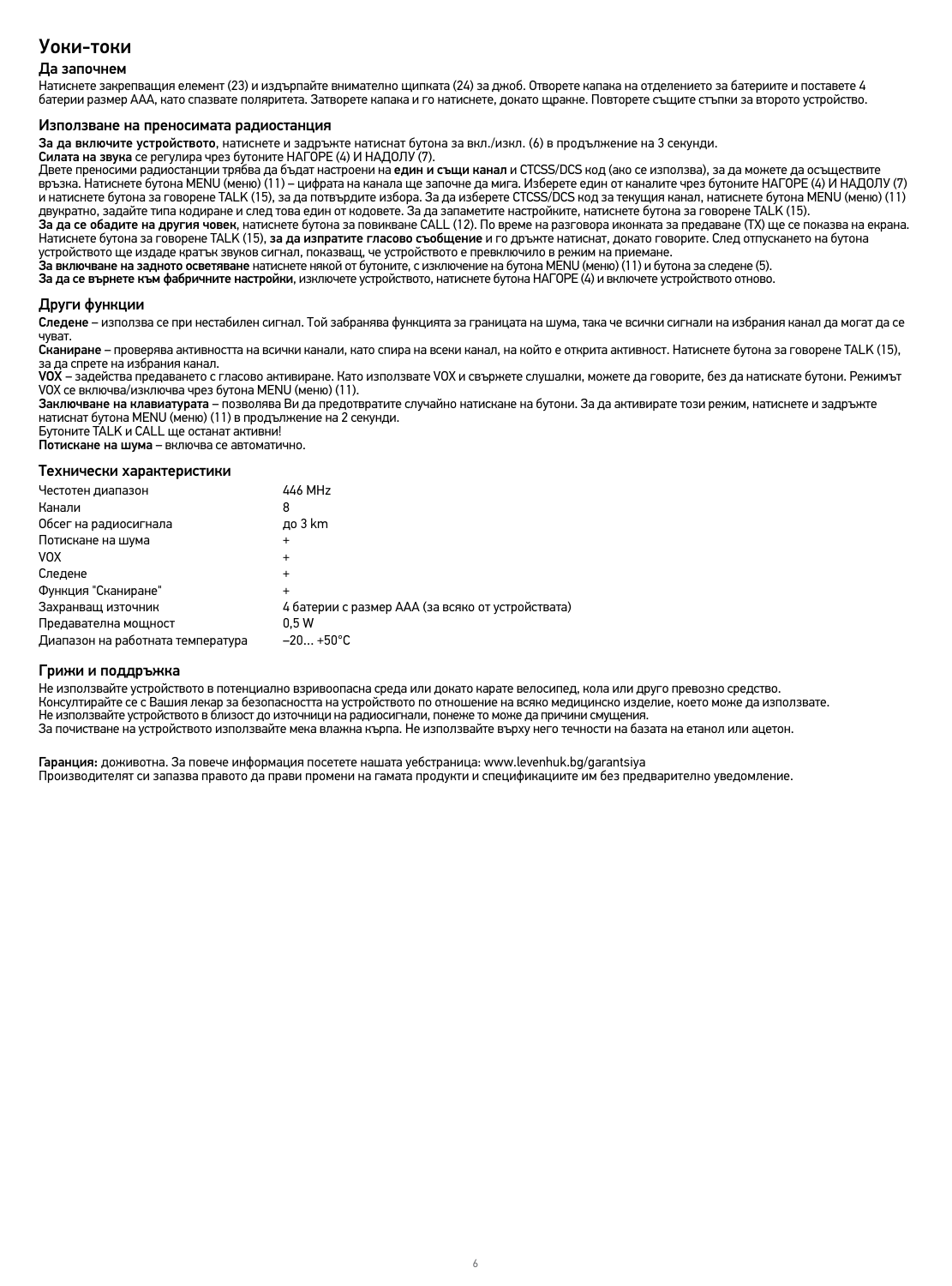# Уоки-токи

## Да започнем

Натиснете закрепващия елемент (23) и издърпайте внимателно щипката (24) за джоб. Отворете капака на отделението за батериите и поставете 4 батерии размер AAA, като спазвате поляритета. Затворете капака и го натиснете, докато щракне. Повторете същите стъпки за второто устройство.

## Използване на преносимата радиостанция

**За да включите устройството**, натиснете и задръжте натиснат бутона за вкл./изкл. (6) в продължение на 3 секунди.
**Силата на звука** се регулира чрез бутоните НАГОРЕ (4) И НАДОЛУ (7).
Двете преносими радиостанции трябва да бъдат настроени на **един и същи канал** и CTCSS/DCS код (ако се използва), за да можете да осъществите връзка. Натиснете бутона MENU (меню) (11) – цифрата на канала ще започне да мига. Изберете един от каналите чрез бутоните НАГОРЕ (4) И НАДОЛУ (7) и натиснете бутона за говорене TALK (15), за да потвърдите избора. За да изберете CTCSS/DCS код за текущия канал, натиснете бутона MENU (меню) (11) двукратно, задайте типа кодиране и след това един от кодовете. За да запаметите настройките, натиснете бутона за говорене TALK (15).
**За да се обадите на другия човек**, натиснете бутона за повикване CALL (12). По време на разговора иконката за предаване (TX) ще се показва на екрана. Натиснете бутона за говорене TALK (15), **за да изпратите гласово съобщение** и го дръжте натиснат, докато говорите. След отпускането на бутона устройството ще издаде кратък звуков сигнал, показващ, че устройството е превключило в режим на приемане.
**За включване на задното осветяване** натиснете някой от бутоните, с изключение на бутона MENU (меню) (11) и бутона за следене (5).
**За да се върнете към фабричните настройки**, изключете устройството, натиснете бутона НАГОРЕ (4) и включете устройството отново.

## Други функции

**Следене** – използва се при нестабилен сигнал. Той забранява функцията за границата на шума, така че всички сигнали на избрания канал да могат да се чуват.
**Сканиране** – проверява активността на всички канали, като спира на всеки канал, на който е открита активност. Натиснете бутона за говорене TALK (15), за да спрете на избрания канал.
**VOX** – задейства предаването с гласово активиране. Като използвате VOX и свържете слушалки, можете да говорите, без да натискате бутони. Режимът VOX се включва/изключва чрез бутона MENU (меню) (11).
**Заключване на клавиатурата** – позволява Ви да предотвратите случайно натискане на бутони. За да активирате този режим, натиснете и задръжте натиснат бутона MENU (меню) (11) в продължение на 2 секунди.
Бутоните TALK и CALL ще останат активни!
**Потискане на шума** – включва се автоматично.

## Технически характеристики

| | |
|---|---|
| Честотен диапазон | 446 MHz |
| Канали | 8 |
| Обсег на радиосигнала | до 3 km |
| Потискане на шума | + |
| VOX | + |
| Следене | + |
| Функция "Сканиране" | + |
| Захранващ източник | 4 батерии с размер AAA (за всяко от устройствата) |
| Предавателна мощност | 0,5 W |
| Диапазон на работната температура | –20… +50°C |

## Грижи и поддръжка

Не използвайте устройството в потенциално взривоопасна среда или докато карате велосипед, кола или друго превозно средство.
Консултирайте се с Вашия лекар за безопасността на устройството по отношение на всяко медицинско изделие, което може да използвате.
Не използвайте устройството в близост до източници на радиосигнали, понеже то може да причини смущения.
За почистване на устройството използвайте мека влажна кърпа. Не използвайте върху него течности на базата на етанол или ацетон.

**Гаранция:** доживотна. За повече информация посетете нашата уебстраница: www.levenhuk.bg/garantsiya
Производителят си запазва правото да прави промени на гамата продукти и спецификациите им без предварително уведомление.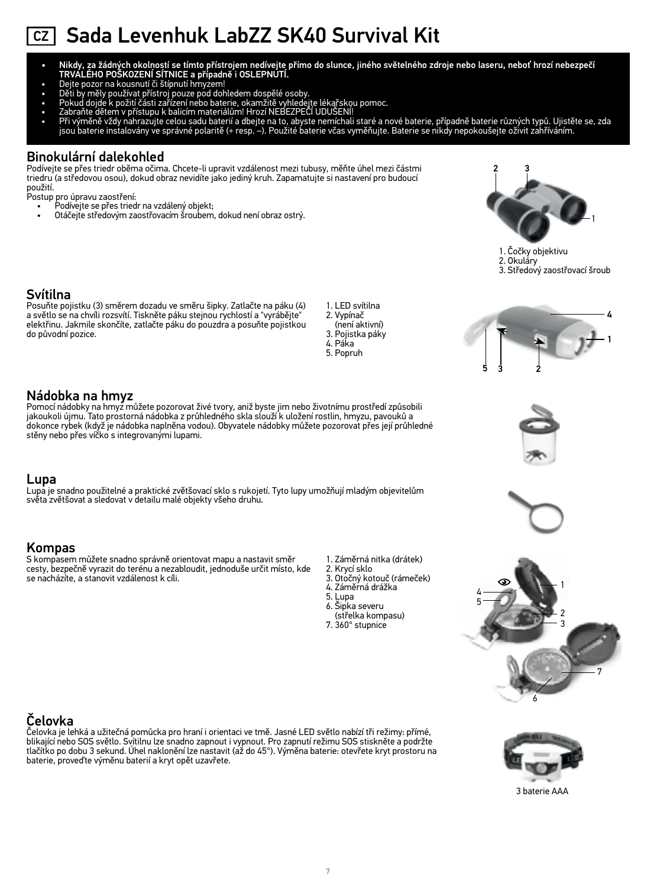# CZ Sada Levenhuk LabZZ SK40 Survival Kit

- **Nikdy, za žádných okolností se tímto přístrojem nedívejte přímo do slunce, jiného světelného zdroje nebo laseru, neboť hrozí nebezpečí TRVALÉHO POŠKOZENÍ SÍTNICE a případně i OSLEPNUTÍ.**
- Dejte pozor na kousnutí či štípnutí hmyzem!
- Děti by měly používat přístroj pouze pod dohledem dospělé osoby.
- Pokud dojde k požití části zařízení nebo baterie, okamžitě vyhledejte lékařskou pomoc.
- Zabraňte dětem v přístupu k balicím materiálům! Hrozí NEBEZPEČÍ UDUŠENÍ!
- Při výměně vždy nahrazujte celou sadu baterií a dbejte na to, abyste nemíchali staré a nové baterie, případně baterie různých typů. Ujistěte se, zda jsou baterie instalovány ve správné polaritě (+ resp. –). Použité baterie včas vyměňujte. Baterie se nikdy nepokoušejte oživit zahříváním.

## Binokulární dalekohled

Podívejte se přes triedr oběma očima. Chcete-li upravit vzdálenost mezi tubusy, měňte úhel mezi částmi triedru (a středovou osou), dokud obraz nevidíte jako jediný kruh. Zapamatujte si nastavení pro budoucí použití.

Postup pro úpravu zaostření:

- Podívejte se přes triedr na vzdálený objekt;
- Otáčejte středovým zaostřovacím šroubem, dokud není obraz ostrý.

1. Čočky objektivu
2. Okuláry
3. Středový zaostřovací šroub

## Svítilna

Posuňte pojistku (3) směrem dozadu ve směru šipky. Zatlačte na páku (4) a světlo se na chvíli rozsvítí. Tiskněte páku stejnou rychlostí a "vyrábějte" elektřinu. Jakmile skončíte, zatlačte páku do pouzdra a posuňte pojistkou do původní pozice.

1. LED svítilna
2. Vypínač (není aktivní)
3. Pojistka páky
4. Páka
5. Popruh

## Nádobka na hmyz

Pomocí nádobky na hmyz můžete pozorovat živé tvory, aniž byste jim nebo životnímu prostředí způsobili jakoukoli újmu. Tato prostorná nádobka z průhledného skla slouží k uložení rostlin, hmyzu, pavouků a dokonce rybek (když je nádobka naplněna vodou). Obyvatele nádobky můžete pozorovat přes její průhledné stěny nebo přes víčko s integrovanými lupami.

## Lupa

Lupa je snadno použitelné a praktické zvětšovací sklo s rukojetí. Tyto lupy umožňují mladým objevitelům světa zvětšovat a sledovat v detailu malé objekty všeho druhu.

## Kompas

S kompasem můžete snadno správně orientovat mapu a nastavit směr cesty, bezpečně vyrazit do terénu a nezabloudit, jednoduše určit místo, kde se nacházíte, a stanovit vzdálenost k cíli.

1. Záměrná nitka (drátek)
2. Krycí sklo
3. Otočný kotouč (rámeček)
4. Záměrná drážka
5. Lupa
6. Šipka severu (střelka kompasu)
7. 360° stupnice

## Čelovka

Čelovka je lehká a užitečná pomůcka pro hraní i orientaci ve tmě. Jasné LED světlo nabízí tři režimy: přímé, blikající nebo SOS světlo. Svítilnu lze snadno zapnout i vypnout. Pro zapnutí režimu SOS stiskněte a podržte tlačítko po dobu 3 sekund. Úhel naklonění lze nastavit (až do 45°). Výměna baterie: otevřete kryt prostoru na baterie, proveďte výměnu baterií a kryt opět uzavřete.

3 baterie AAA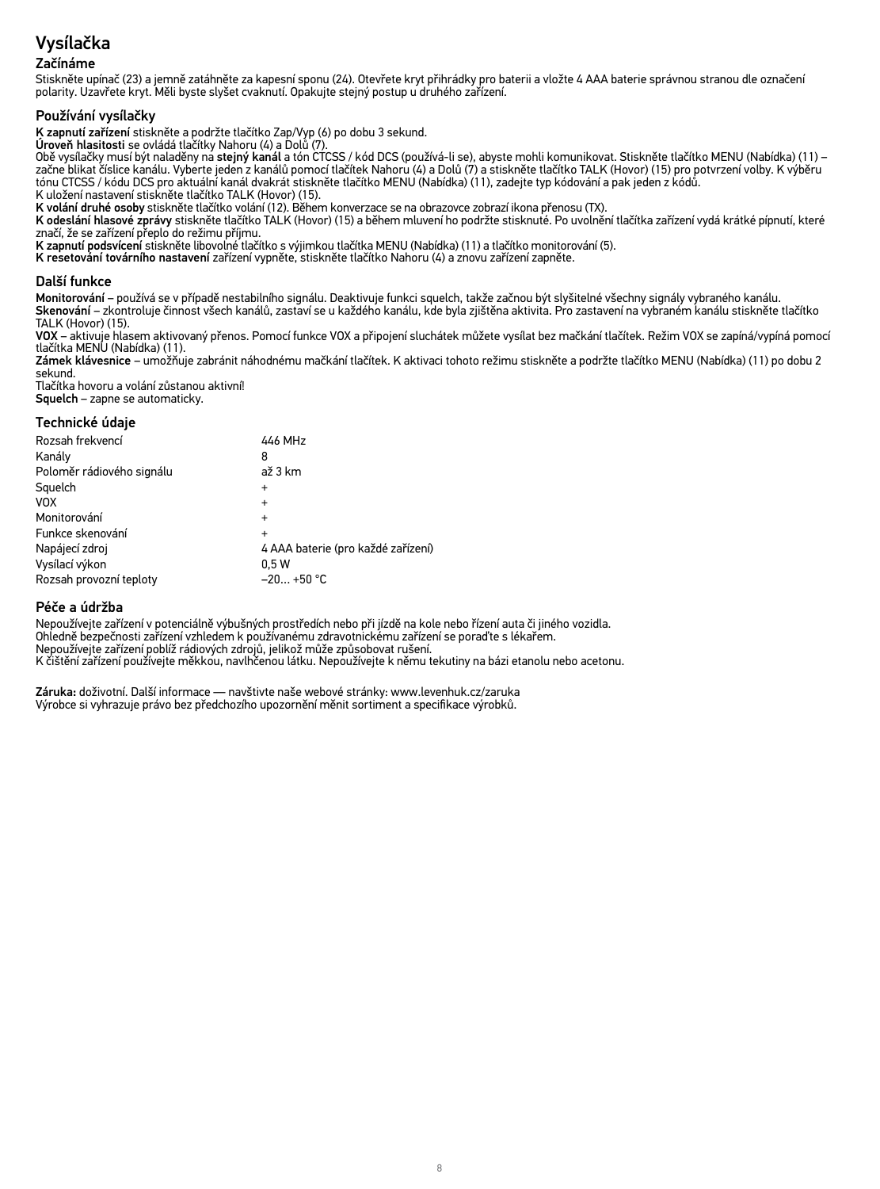# Vysílačka

## Začínáme

Stiskněte upínač (23) a jemně zatáhněte za kapesní sponu (24). Otevřete kryt přihrádky pro baterii a vložte 4 AAA baterie správnou stranou dle označení polarity. Uzavřete kryt. Měli byste slyšet cvaknutí. Opakujte stejný postup u druhého zařízení.

## Používání vysílačky

**K zapnutí zařízení** stiskněte a podržte tlačítko Zap/Vyp (6) po dobu 3 sekund.
**Úroveň hlasitosti** se ovládá tlačítky Nahoru (4) a Dolů (7).
Obě vysílačky musí být naladěny na **stejný kanál** a tón CTCSS / kód DCS (používá-li se), abyste mohli komunikovat. Stiskněte tlačítko MENU (Nabídka) (11) – začne blikat číslice kanálu. Vyberte jeden z kanálů pomocí tlačítek Nahoru (4) a Dolů (7) a stiskněte tlačítko TALK (Hovor) (15) pro potvrzení volby. K výběru tónu CTCSS / kódu DCS pro aktuální kanál dvakrát stiskněte tlačítko MENU (Nabídka) (11), zadejte typ kódování a pak jeden z kódů.
K uložení nastavení stiskněte tlačítko TALK (Hovor) (15).
**K volání druhé osoby** stiskněte tlačítko volání (12). Během konverzace se na obrazovce zobrazí ikona přenosu (TX).
**K odeslání hlasové zprávy** stiskněte tlačítko TALK (Hovor) (15) a během mluvení ho podržte stisknuté. Po uvolnění tlačítka zařízení vydá krátké pípnutí, které značí, že se zařízení přeplo do režimu příjmu.
**K zapnutí podsvícení** stiskněte libovolné tlačítko s výjimkou tlačítka MENU (Nabídka) (11) a tlačítko monitorování (5).
**K resetování továrního nastavení** zařízení vypněte, stiskněte tlačítko Nahoru (4) a znovu zařízení zapněte.

## Další funkce

**Monitorování** – používá se v případě nestabilního signálu. Deaktivuje funkci squelch, takže začnou být slyšitelné všechny signály vybraného kanálu.
**Skenování** – zkontroluje činnost všech kanálů, zastaví se u každého kanálu, kde byla zjištěna aktivita. Pro zastavení na vybraném kanálu stiskněte tlačítko TALK (Hovor) (15).
**VOX** – aktivuje hlasem aktivovaný přenos. Pomocí funkce VOX a připojení sluchátek můžete vysílat bez mačkání tlačítek. Režim VOX se zapíná/vypíná pomocí tlačítka MENU (Nabídka) (11).
**Zámek klávesnice** – umožňuje zabránit náhodnému mačkání tlačítek. K aktivaci tohoto režimu stiskněte a podržte tlačítko MENU (Nabídka) (11) po dobu 2 sekund.
Tlačítka hovoru a volání zůstanou aktivní!
**Squelch** – zapne se automaticky.

## Technické údaje

| | |
|---|---|
| Rozsah frekvencí | 446 MHz |
| Kanály | 8 |
| Poloměr rádiového signálu | až 3 km |
| Squelch | + |
| VOX | + |
| Monitorování | + |
| Funkce skenování | + |
| Napájecí zdroj | 4 AAA baterie (pro každé zařízení) |
| Vysílací výkon | 0,5 W |
| Rozsah provozní teploty | –20... +50 °C |

## Péče a údržba

Nepoužívejte zařízení v potenciálně výbušných prostředích nebo při jízdě na kole nebo řízení auta či jiného vozidla.
Ohledně bezpečnosti zařízení vzhledem k používanému zdravotnickému zařízení se poraďte s lékařem.
Nepoužívejte zařízení poblíž rádiových zdrojů, jelikož může způsobovat rušení.
K čištění zařízení používejte měkkou, navlhčenou látku. Nepoužívejte k němu tekutiny na bázi etanolu nebo acetonu.

**Záruka:** doživotní. Další informace –– navštivte naše webové stránky: www.levenhuk.cz/zaruka
Výrobce si vyhrazuje právo bez předchozího upozornění měnit sortiment a specifikace výrobků.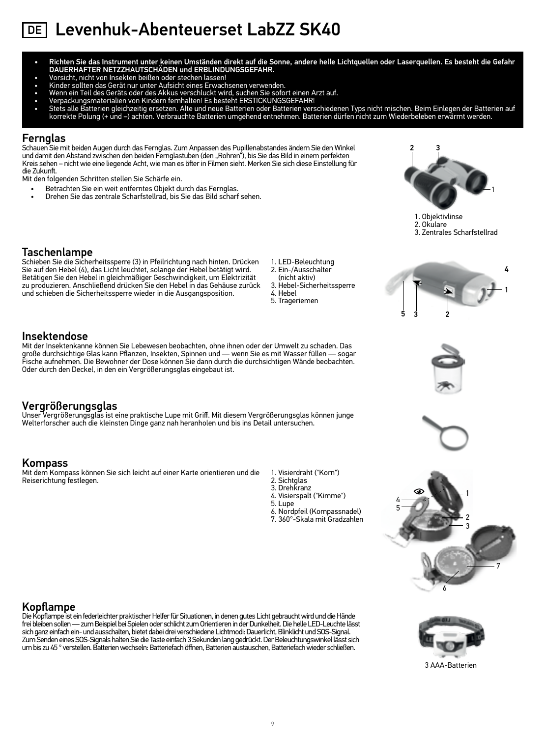# DE Levenhuk-Abenteuerset LabZZ SK40

- **Richten Sie das Instrument unter keinen Umständen direkt auf die Sonne, andere helle Lichtquellen oder Laserquellen. Es besteht die Gefahr DAUERHAFTER NETZHAUTSCHÄDEN und ERBLINDUNGSGEFAHR.**
- Vorsicht, nicht von Insekten beißen oder stechen lassen!
- Kinder sollten das Gerät nur unter Aufsicht eines Erwachsenen verwenden.
- Wenn ein Teil des Geräts oder des Akkus verschluckt wird, suchen Sie sofort einen Arzt auf.
- Verpackungsmaterialien von Kindern fernhalten! Es besteht ERSTICKUNGSGEFAHR!
- Stets alle Batterien gleichzeitig ersetzen. Alte und neue Batterien oder Batterien verschiedenen Typs nicht mischen. Beim Einlegen der Batterien auf korrekte Polung (+ und –) achten. Verbrauchte Batterien umgehend entnehmen. Batterien dürfen nicht zum Wiederbeleben erwärmt werden.

## Fernglas

Schauen Sie mit beiden Augen durch das Fernglas. Zum Anpassen des Pupillenabstandes ändern Sie den Winkel und damit den Abstand zwischen den beiden Fernglastuben (den „Rohren"), bis Sie das Bild in einem perfekten Kreis sehen – nicht wie eine liegende Acht, wie man es öfter in Filmen sieht. Merken Sie sich diese Einstellung für die Zukunft.

Mit den folgenden Schritten stellen Sie Schärfe ein.

- Betrachten Sie ein weit entferntes Objekt durch das Fernglas.
- Drehen Sie das zentrale Scharfstellrad, bis Sie das Bild scharf sehen.

1. Objektivlinse
2. Okulare
3. Zentrales Scharfstellrad

## Taschenlampe

Schieben Sie die Sicherheitssperre (3) in Pfeilrichtung nach hinten. Drücken Sie auf den Hebel (4), das Licht leuchtet, solange der Hebel betätigt wird. Betätigen Sie den Hebel in gleichmäßiger Geschwindigkeit, um Elektrizität zu produzieren. Anschließend drücken Sie den Hebel in das Gehäuse zurück und schieben die Sicherheitssperre wieder in die Ausgangsposition.

1. LED-Beleuchtung
2. Ein-/Ausschalter (nicht aktiv)
3. Hebel-Sicherheitssperre
4. Hebel
5. Trageriemen

## Insektendose

Mit der Insektenkanne können Sie Lebewesen beobachten, ohne ihnen oder der Umwelt zu schaden. Das große durchsichtige Glas kann Pflanzen, Insekten, Spinnen und — wenn Sie es mit Wasser füllen — sogar Fische aufnehmen. Die Bewohner der Dose können Sie dann durch die durchsichtigen Wände beobachten. Oder durch den Deckel, in den ein Vergrößerungsglas eingebaut ist.

## Vergrößerungsglas

Unser Vergrößerungsglas ist eine praktische Lupe mit Griff. Mit diesem Vergrößerungsglas können junge Welterforscher auch die kleinsten Dinge ganz nah heranholen und bis ins Detail untersuchen.

## Kompass

Mit dem Kompass können Sie sich leicht auf einer Karte orientieren und die Reiserichtung festlegen.

1. Visierdraht ("Korn")
2. Sichtglas
3. Drehkranz
4. Visierspalt ("Kimme")
5. Lupe
6. Nordpfeil (Kompassnadel)
7. 360°-Skala mit Gradzahlen

## Kopflampe

Die Kopflampe ist ein federleichter praktischer Helfer für Situationen, in denen gutes Licht gebraucht wird und die Hände frei bleiben sollen — zum Beispiel bei Spielen oder schlicht zum Orientieren in der Dunkelheit. Die helle LED-Leuchte lässt sich ganz einfach ein- und ausschalten, bietet dabei drei verschiedene Lichtmodi: Dauerlicht, Blinklicht und SOS-Signal. Zum Senden eines SOS-Signals halten Sie die Taste einfach 3 Sekunden lang gedrückt. Der Beleuchtungswinkel lässt sich um bis zu 45 ° verstellen. Batterien wechseln: Batteriefach öffnen, Batterien austauschen, Batteriefach wieder schließen.

3 AAA-Batterien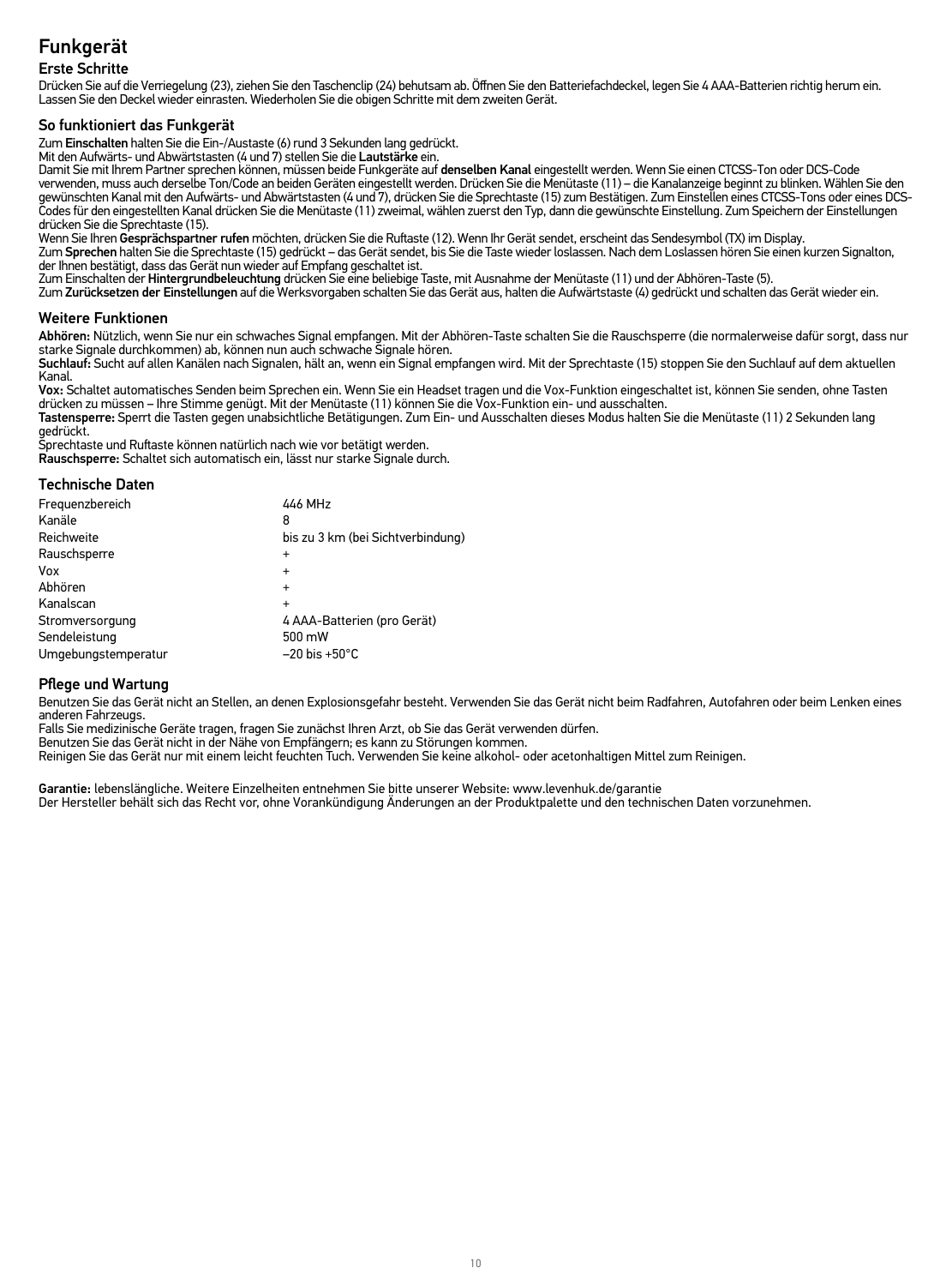# Funkgerät

## Erste Schritte

Drücken Sie auf die Verriegelung (23), ziehen Sie den Taschenclip (24) behutsam ab. Öffnen Sie den Batteriefachdeckel, legen Sie 4 AAA-Batterien richtig herum ein. Lassen Sie den Deckel wieder einrasten. Wiederholen Sie die obigen Schritte mit dem zweiten Gerät.

## So funktioniert das Funkgerät

Zum **Einschalten** halten Sie die Ein-/Austaste (6) rund 3 Sekunden lang gedrückt.
Mit den Aufwärts- und Abwärtstasten (4 und 7) stellen Sie die **Lautstärke** ein.
Damit Sie mit Ihrem Partner sprechen können, müssen beide Funkgeräte auf **denselben Kanal** eingestellt werden. Wenn Sie einen CTCSS-Ton oder DCS-Code verwenden, muss auch derselbe Ton/Code an beiden Geräten eingestellt werden. Drücken Sie die Menütaste (11) – die Kanalanzeige beginnt zu blinken. Wählen Sie den gewünschten Kanal mit den Aufwärts- und Abwärtstasten (4 und 7), drücken Sie die Sprechtaste (15) zum Bestätigen. Zum Einstellen eines CTCSS-Tons oder eines DCS-Codes für den eingestellten Kanal drücken Sie die Menütaste (11) zweimal, wählen zuerst den Typ, dann die gewünschte Einstellung. Zum Speichern der Einstellungen drücken Sie die Sprechtaste (15).
Wenn Sie Ihren **Gesprächspartner rufen** möchten, drücken Sie die Ruftaste (12). Wenn Ihr Gerät sendet, erscheint das Sendesymbol (TX) im Display.
Zum **Sprechen** halten Sie die Sprechtaste (15) gedrückt – das Gerät sendet, bis Sie die Taste wieder loslassen. Nach dem Loslassen hören Sie einen kurzen Signalton, der Ihnen bestätigt, dass das Gerät nun wieder auf Empfang geschaltet ist.
Zum Einschalten der **Hintergrundbeleuchtung** drücken Sie eine beliebige Taste, mit Ausnahme der Menütaste (11) und der Abhören-Taste (5).
Zum **Zurücksetzen der Einstellungen** auf die Werksvorgaben schalten Sie das Gerät aus, halten die Aufwärtstaste (4) gedrückt und schalten das Gerät wieder ein.

## Weitere Funktionen

**Abhören:** Nützlich, wenn Sie nur ein schwaches Signal empfangen. Mit der Abhören-Taste schalten Sie die Rauschsperre (die normalerweise dafür sorgt, dass nur starke Signale durchkommen) ab, können nun auch schwache Signale hören.
**Suchlauf:** Sucht auf allen Kanälen nach Signalen, hält an, wenn ein Signal empfangen wird. Mit der Sprechtaste (15) stoppen Sie den Suchlauf auf dem aktuellen Kanal.
**Vox:** Schaltet automatisches Senden beim Sprechen ein. Wenn Sie ein Headset tragen und die Vox-Funktion eingeschaltet ist, können Sie senden, ohne Tasten drücken zu müssen – Ihre Stimme genügt. Mit der Menütaste (11) können Sie die Vox-Funktion ein- und ausschalten.
**Tastensperre:** Sperrt die Tasten gegen unabsichtliche Betätigungen. Zum Ein- und Ausschalten dieses Modus halten Sie die Menütaste (11) 2 Sekunden lang gedrückt.
Sprechtaste und Ruftaste können natürlich nach wie vor betätigt werden.
**Rauschsperre:** Schaltet sich automatisch ein, lässt nur starke Signale durch.

## Technische Daten

| | |
|---|---|
| Frequenzbereich | 446 MHz |
| Kanäle | 8 |
| Reichweite | bis zu 3 km (bei Sichtverbindung) |
| Rauschsperre | + |
| Vox | + |
| Abhören | + |
| Kanalscan | + |
| Stromversorgung | 4 AAA-Batterien (pro Gerät) |
| Sendeleistung | 500 mW |
| Umgebungstemperatur | –20 bis +50°C |

## Pflege und Wartung

Benutzen Sie das Gerät nicht an Stellen, an denen Explosionsgefahr besteht. Verwenden Sie das Gerät nicht beim Radfahren, Autofahren oder beim Lenken eines anderen Fahrzeugs.
Falls Sie medizinische Geräte tragen, fragen Sie zunächst Ihren Arzt, ob Sie das Gerät verwenden dürfen.
Benutzen Sie das Gerät nicht in der Nähe von Empfängern; es kann zu Störungen kommen.
Reinigen Sie das Gerät nur mit einem leicht feuchten Tuch. Verwenden Sie keine alkohol- oder acetonhaltigen Mittel zum Reinigen.

**Garantie:** lebenslängliche. Weitere Einzelheiten entnehmen Sie bitte unserer Website: www.levenhuk.de/garantie
Der Hersteller behält sich das Recht vor, ohne Vorankündigung Änderungen an der Produktpalette und den technischen Daten vorzunehmen.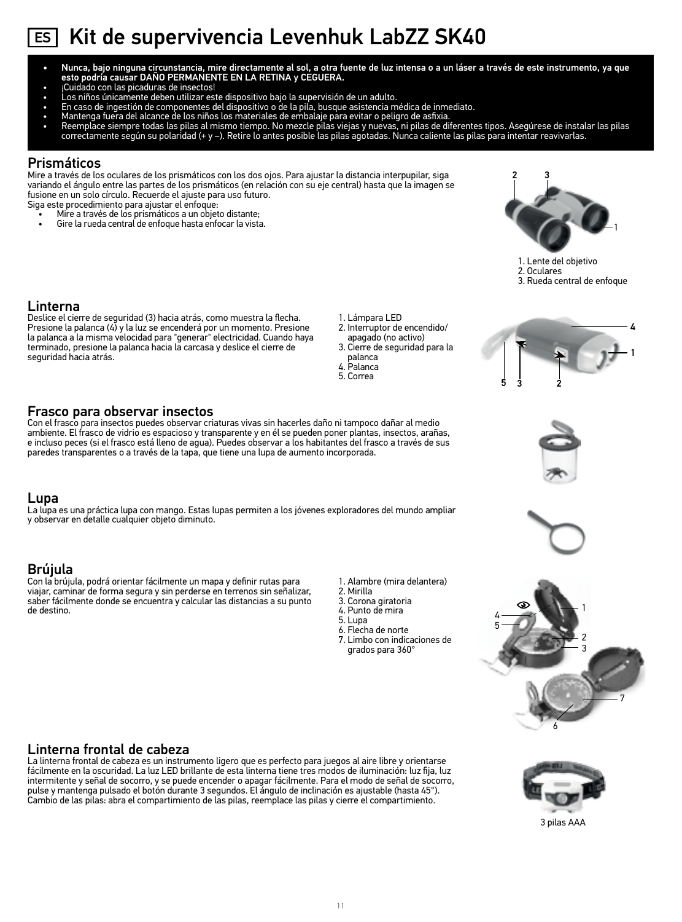# ES Kit de supervivencia Levenhuk LabZZ SK40

- **Nunca, bajo ninguna circunstancia, mire directamente al sol, a otra fuente de luz intensa o a un láser a través de este instrumento, ya que esto podría causar DAÑO PERMANENTE EN LA RETINA y CEGUERA.**
- ¡Cuidado con las picaduras de insectos!
- Los niños únicamente deben utilizar este dispositivo bajo la supervisión de un adulto.
- En caso de ingestión de componentes del dispositivo o de la pila, busque asistencia médica de inmediato.
- Mantenga fuera del alcance de los niños los materiales de embalaje para evitar o peligro de asfixia.
- Reemplace siempre todas las pilas al mismo tiempo. No mezcle pilas viejas y nuevas, ni pilas de diferentes tipos. Asegúrese de instalar las pilas correctamente según su polaridad (+ y –). Retire lo antes posible las pilas agotadas. Nunca caliente las pilas para intentar reavivarlas.

## Prismáticos

Mire a través de los oculares de los prismáticos con los dos ojos. Para ajustar la distancia interpupilar, siga variando el ángulo entre las partes de los prismáticos (en relación con su eje central) hasta que la imagen se fusione en un solo círculo. Recuerde el ajuste para uso futuro.
Siga este procedimiento para ajustar el enfoque:

- Mire a través de los prismáticos a un objeto distante;
- Gire la rueda central de enfoque hasta enfocar la vista.

1. Lente del objetivo
2. Oculares
3. Rueda central de enfoque

## Linterna

Deslice el cierre de seguridad (3) hacia atrás, como muestra la flecha. Presione la palanca (4) y la luz se encenderá por un momento. Presione la palanca a la misma velocidad para "generar" electricidad. Cuando haya terminado, presione la palanca hacia la carcasa y deslice el cierre de seguridad hacia atrás.

1. Lámpara LED
2. Interruptor de encendido/apagado (no activo)
3. Cierre de seguridad para la palanca
4. Palanca
5. Correa

## Frasco para observar insectos

Con el frasco para insectos puedes observar criaturas vivas sin hacerles daño ni tampoco dañar al medio ambiente. El frasco de vidrio es espacioso y transparente y en él se pueden poner plantas, insectos, arañas, e incluso peces (si el frasco está lleno de agua). Puedes observar a los habitantes del frasco a través de sus paredes transparentes o a través de la tapa, que tiene una lupa de aumento incorporada.

## Lupa

La lupa es una práctica lupa con mango. Estas lupas permiten a los jóvenes exploradores del mundo ampliar y observar en detalle cualquier objeto diminuto.

## Brújula

Con la brújula, podrá orientar fácilmente un mapa y definir rutas para viajar, caminar de forma segura y sin perderse en terrenos sin señalizar, saber fácilmente donde se encuentra y calcular las distancias a su punto de destino.

1. Alambre (mira delantera)
2. Mirilla
3. Corona giratoria
4. Punto de mira
5. Lupa
6. Flecha de norte
7. Limbo con indicaciones de grados para 360°

## Linterna frontal de cabeza

La linterna frontal de cabeza es un instrumento ligero que es perfecto para juegos al aire libre y orientarse fácilmente en la oscuridad. La luz LED brillante de esta linterna tiene tres modos de iluminación: luz fija, luz intermitente y señal de socorro, y se puede encender o apagar fácilmente. Para el modo de señal de socorro, pulse y mantenga pulsado el botón durante 3 segundos. El ángulo de inclinación es ajustable (hasta 45°). Cambio de las pilas: abra el compartimiento de las pilas, reemplace las pilas y cierre el compartimiento.

3 pilas AAA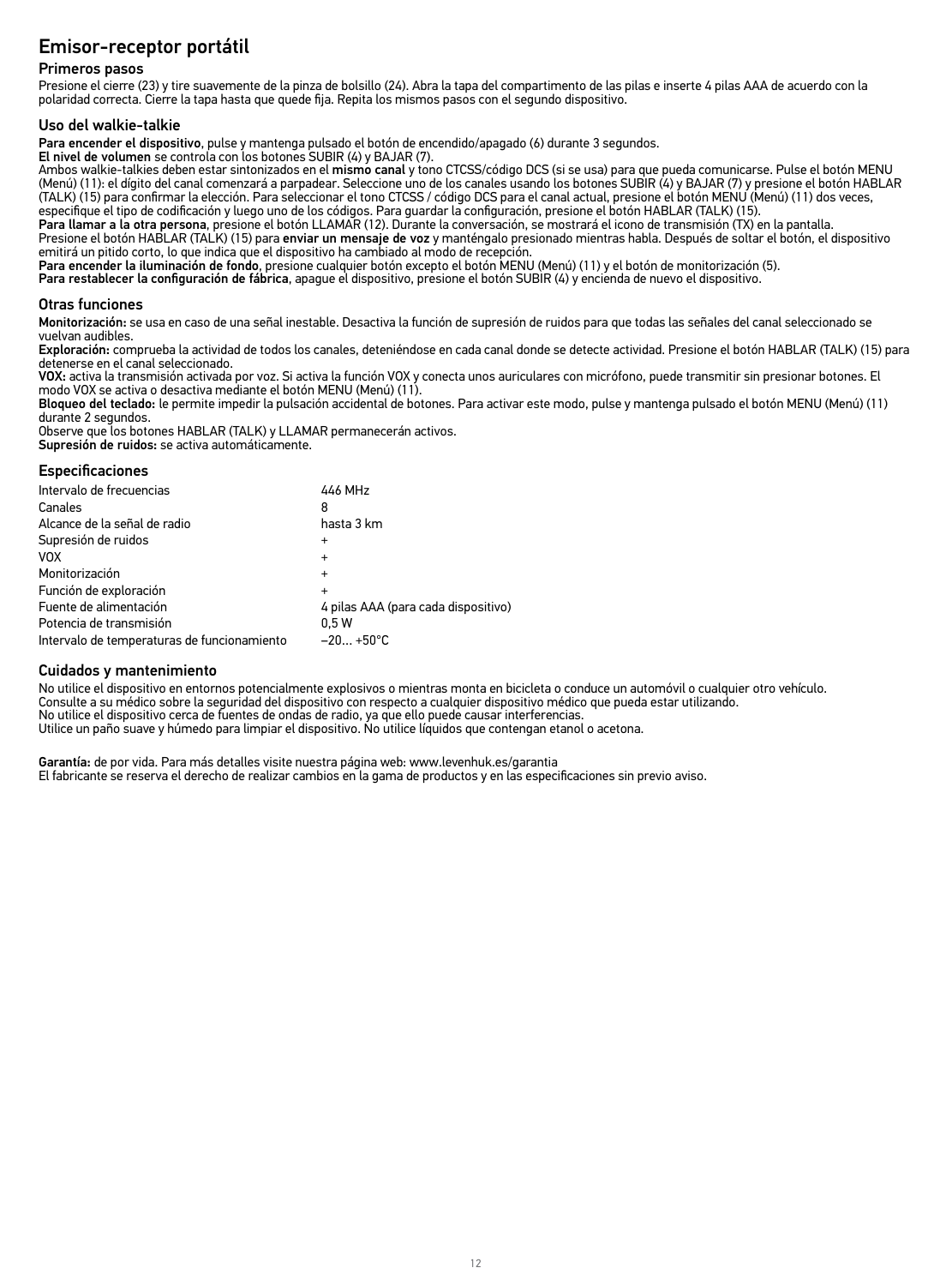# Emisor-receptor portátil

## Primeros pasos

Presione el cierre (23) y tire suavemente de la pinza de bolsillo (24). Abra la tapa del compartimento de las pilas e inserte 4 pilas AAA de acuerdo con la polaridad correcta. Cierre la tapa hasta que quede fija. Repita los mismos pasos con el segundo dispositivo.

## Uso del walkie-talkie

**Para encender el dispositivo**, pulse y mantenga pulsado el botón de encendido/apagado (6) durante 3 segundos.
**El nivel de volumen** se controla con los botones SUBIR (4) y BAJAR (7).
Ambos walkie-talkies deben estar sintonizados en el **mismo canal** y tono CTCSS/código DCS (si se usa) para que pueda comunicarse. Pulse el botón MENU (Menú) (11): el dígito del canal comenzará a parpadear. Seleccione uno de los canales usando los botones SUBIR (4) y BAJAR (7) y presione el botón HABLAR (TALK) (15) para confirmar la elección. Para seleccionar el tono CTCSS / código DCS para el canal actual, presione el botón MENU (Menú) (11) dos veces, especifique el tipo de codificación y luego uno de los códigos. Para guardar la configuración, presione el botón HABLAR (TALK) (15).
**Para llamar a la otra persona**, presione el botón LLAMAR (12). Durante la conversación, se mostrará el icono de transmisión (TX) en la pantalla.
Presione el botón HABLAR (TALK) (15) para **enviar un mensaje de voz** y manténgalo presionado mientras habla. Después de soltar el botón, el dispositivo emitirá un pitido corto, lo que indica que el dispositivo ha cambiado al modo de recepción.
**Para encender la iluminación de fondo**, presione cualquier botón excepto el botón MENU (Menú) (11) y el botón de monitorización (5).
**Para restablecer la configuración de fábrica**, apague el dispositivo, presione el botón SUBIR (4) y encienda de nuevo el dispositivo.

## Otras funciones

**Monitorización:** se usa en caso de una señal inestable. Desactiva la función de supresión de ruidos para que todas las señales del canal seleccionado se vuelvan audibles.
**Exploración:** comprueba la actividad de todos los canales, deteniéndose en cada canal donde se detecte actividad. Presione el botón HABLAR (TALK) (15) para detenerse en el canal seleccionado.
**VOX:** activa la transmisión activada por voz. Si activa la función VOX y conecta unos auriculares con micrófono, puede transmitir sin presionar botones. El modo VOX se activa o desactiva mediante el botón MENU (Menú) (11).
**Bloqueo del teclado:** le permite impedir la pulsación accidental de botones. Para activar este modo, pulse y mantenga pulsado el botón MENU (Menú) (11) durante 2 segundos.
Observe que los botones HABLAR (TALK) y LLAMAR permanecerán activos.
**Supresión de ruidos:** se activa automáticamente.

## Especificaciones

| | |
|---|---|
| Intervalo de frecuencias | 446 MHz |
| Canales | 8 |
| Alcance de la señal de radio | hasta 3 km |
| Supresión de ruidos | + |
| VOX | + |
| Monitorización | + |
| Función de exploración | + |
| Fuente de alimentación | 4 pilas AAA (para cada dispositivo) |
| Potencia de transmisión | 0,5 W |
| Intervalo de temperaturas de funcionamiento | –20... +50°C |

## Cuidados y mantenimiento

No utilice el dispositivo en entornos potencialmente explosivos o mientras monta en bicicleta o conduce un automóvil o cualquier otro vehículo.
Consulte a su médico sobre la seguridad del dispositivo con respecto a cualquier dispositivo médico que pueda estar utilizando.
No utilice el dispositivo cerca de fuentes de ondas de radio, ya que ello puede causar interferencias.
Utilice un paño suave y húmedo para limpiar el dispositivo. No utilice líquidos que contengan etanol o acetona.

**Garantía:** de por vida. Para más detalles visite nuestra página web: www.levenhuk.es/garantia
El fabricante se reserva el derecho de realizar cambios en la gama de productos y en las especificaciones sin previo aviso.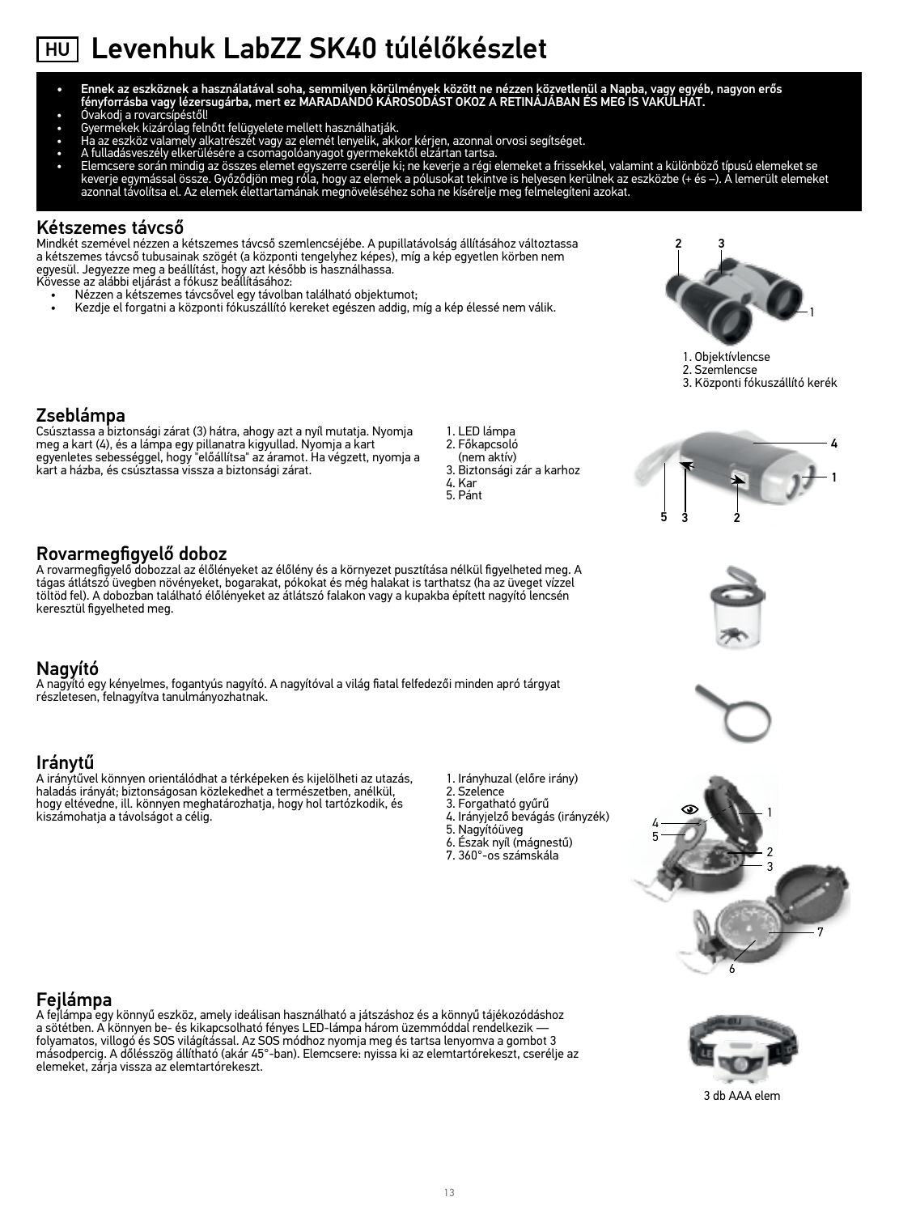# HU Levenhuk LabZZ SK40 túlélőkészlet

- **Ennek az eszköznek a használatával soha, semmilyen körülmények között ne nézzen közvetlenül a Napba, vagy egyéb, nagyon erős fényforrásba vagy lézersugárba, mert ez MARADANDÓ KÁROSODÁST OKOZ A RETINÁJÁBAN ÉS MEG IS VAKULHAT.**
- Óvakodj a rovarcsípéstől!
- Gyermekek kizárólag felnőtt felügyelete mellett használhatják.
- Ha az eszköz valamely alkatrészét vagy az elemét lenyelik, akkor kérjen, azonnal orvosi segítséget.
- A fulladásveszély elkerülésére a csomagolóanyagot gyermekektől elzártan tartsa.
- Elemcsere során mindig az összes elemet egyszerre cserélje ki; ne keverje a régi elemeket a frissekkel, valamint a különböző típusú elemeket se keverje egymással össze. Győződjön meg róla, hogy az elemek a pólusokat tekintve is helyesen kerülnek az eszközbe (+ és –). A lemerült elemeket azonnal távolítsa el. Az elemek élettartamának megnöveléséhez soha ne kísérelje meg felmelegíteni azokat.

## Kétszemes távcső

Mindkét szemével nézzen a kétszemes távcső szemlencséjébe. A pupillatávolság állításához változtassa a kétszemes távcső tubusainak szögét (a központi tengelyhez képes), míg a kép egyetlen körben nem egyesül. Jegyezze meg a beállítást, hogy azt később is használhassa.
Kövesse az alábbi eljárást a fókusz beállításához:

- Nézzen a kétszemes távcsővel egy távolban található objektumot;
- Kezdje el forgatni a központi fókuszállító kereket egészen addig, míg a kép élessé nem válik.

1. Objektívlencse
2. Szemlencse
3. Központi fókuszállító kerék

## Zseblámpa

Csúsztassa a biztonsági zárat (3) hátra, ahogy azt a nyíl mutatja. Nyomja meg a kart (4), és a lámpa egy pillanatra kigyullad. Nyomja a kart egyenletes sebességgel, hogy "előállítsa" az áramot. Ha végzett, nyomja a kart a házba, és csúsztassa vissza a biztonsági zárat.

1. LED lámpa
2. Főkapcsoló (nem aktív)
3. Biztonsági zár a karhoz
4. Kar
5. Pánt

## Rovarmegfigyelő doboz

A rovarmegfigyelő dobozzal az élőlényeket az élőlény és a környezet pusztítása nélkül figyelheted meg. A tágas átlátszó üvegben növényeket, bogarakat, pókokat és még halakat is tarthatsz (ha az üveget vízzel töltöd fel). A dobozban található élőlényeket az átlátszó falakon vagy a kupakba épített nagyító lencsén keresztül figyelheted meg.

## Nagyító

A nagyító egy kényelmes, fogantyús nagyító. A nagyítóval a világ fiatal felfedezői minden apró tárgyat részletesen, felnagyítva tanulmányozhatnak.

## Iránytű

A iránytűvel könnyen orientálódhat a térképeken és kijelölheti az utazás, haladás irányát; biztonságosan közlekedhet a természetben, anélkül, hogy eltévedne, ill. könnyen meghatározhatja, hogy hol tartózkodik, és kiszámohatja a távolságot a célig.

1. Irányhuzal (előre irány)
2. Szelence
3. Forgatható gyűrű
4. Irányjelző bevágás (irányzék)
5. Nagyítóüveg
6. Észak nyíl (mágnestű)
7. 360°-os számskála

## Fejlámpa

A fejlámpa egy könnyű eszköz, amely ideálisan használható a játszáshoz és a könnyű tájékozódáshoz a sötétben. A könnyen be- és kikapcsolható fényes LED-lámpa három üzemmóddal rendelkezik — folyamatos, villogó és SOS világítással. Az SOS módhoz nyomja meg és tartsa lenyomva a gombot 3 másodpercig. A dőlésszög állítható (akár 45°-ban). Elemcsere: nyissa ki az elemtartórekeszt, cserélje az elemeket, zárja vissza az elemtartórekeszt.

3 db AAA elem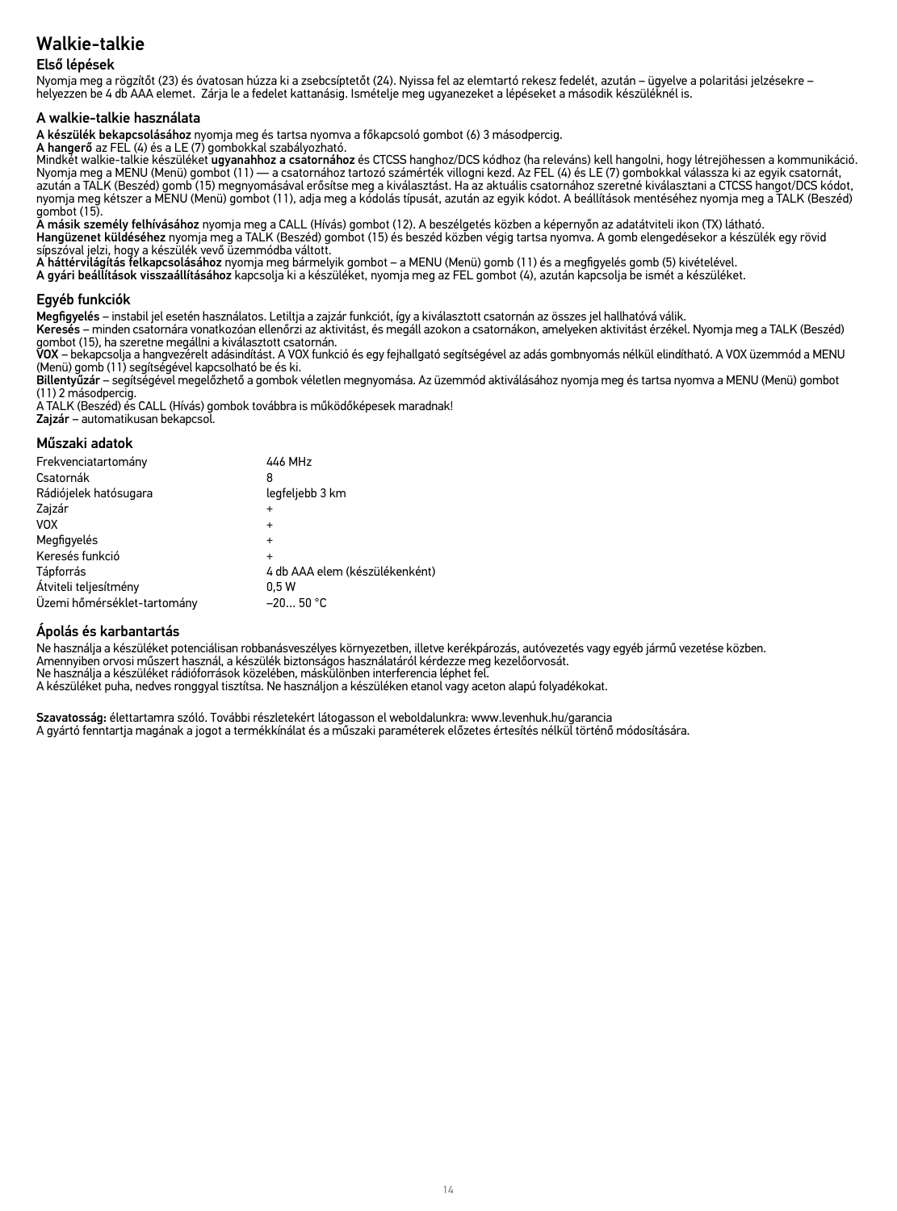# Walkie-talkie

## Első lépések

Nyomja meg a rögzítőt (23) és óvatosan húzza ki a zsebcsíptetőt (24). Nyissa fel az elemtartó rekesz fedelét, azután – ügyelve a polaritási jelzésekre – helyezzen be 4 db AAA elemet. Zárja le a fedelet kattanásig. Ismételje meg ugyanezeket a lépéseket a második készüléknél is.

## A walkie-talkie használata

**A készülék bekapcsolásához** nyomja meg és tartsa nyomva a főkapcsoló gombot (6) 3 másodpercig.
**A hangerő** az FEL (4) és a LE (7) gombokkal szabályozható.
Mindkét walkie-talkie készüléket **ugyanahhoz a csatornához** és CTCSS hanghoz/DCS kódhoz (ha releváns) kell hangolni, hogy létrejöhessen a kommunikáció. Nyomja meg a MENU (Menü) gombot (11) –– a csatornához tartozó számérték villogni kezd. Az FEL (4) és LE (7) gombokkal válassza ki az egyik csatornát, azután a TALK (Beszéd) gomb (15) megnyomásával erősítse meg a kiválasztást. Ha az aktuális csatornához szeretné kiválasztani a CTCSS hangot/DCS kódot, nyomja meg kétszer a MENU (Menü) gombot (11), adja meg a kódolás típusát, azután az egyik kódot. A beállítások mentéséhez nyomja meg a TALK (Beszéd) gombot (15).
**A másik személy felhívásához** nyomja meg a CALL (Hívás) gombot (12). A beszélgetés közben a képernyőn az adatátviteli ikon (TX) látható.
**Hangüzenet küldéséhez** nyomja meg a TALK (Beszéd) gombot (15) és beszéd közben végig tartsa nyomva. A gomb elengedésekor a készülék egy rövid sípszóval jelzi, hogy a készülék vevő üzemmódba váltott.
**A háttérvilágítás felkapcsolásához** nyomja meg bármelyik gombot – a MENU (Menü) gomb (11) és a megfigyelés gomb (5) kivételével.
**A gyári beállítások visszaállításához** kapcsolja ki a készüléket, nyomja meg az FEL gombot (4), azután kapcsolja be ismét a készüléket.

## Egyéb funkciók

**Megfigyelés** – instabil jel esetén használatos. Letiltja a zajzár funkciót, így a kiválasztott csatornán az összes jel hallhatóvá válik.
**Keresés** – minden csatornára vonatkozóan ellenőrzi az aktivitást, és megáll azokon a csatornákon, amelyeken aktivitást érzékel. Nyomja meg a TALK (Beszéd) gombot (15), ha szeretne megállni a kiválasztott csatornán.
**VOX** – bekapcsolja a hangvezérelt adásindítást. A VOX funkció és egy fejhallgató segítségével az adás gombnyomás nélkül elindítható. A VOX üzemmód a MENU (Menü) gomb (11) segítségével kapcsolható be és ki.
**Billentyűzár** – segítségével megelőzhető a gombok véletlen megnyomása. Az üzemmód aktiválásához nyomja meg és tartsa nyomva a MENU (Menü) gombot (11) 2 másodpercig.
A TALK (Beszéd) és CALL (Hívás) gombok továbbra is működőképesek maradnak!
**Zajzár** – automatikusan bekapcsol.

## Műszaki adatok

| | |
|---|---|
| Frekvenciatartomány | 446 MHz |
| Csatornák | 8 |
| Rádiójelek hatósugara | legfeljebb 3 km |
| Zajzár | + |
| VOX | + |
| Megfigyelés | + |
| Keresés funkció | + |
| Tápforrás | 4 db AAA elem (készülékenként) |
| Átviteli teljesítmény | 0,5 W |
| Üzemi hőmérséklet-tartomány | –20... 50 °C |

## Ápolás és karbantartás

Ne használja a készüléket potenciálisan robbanásveszélyes környezetben, illetve kerékpározás, autóvezetés vagy egyéb jármű vezetése közben.
Amennyiben orvosi műszert használ, a készülék biztonságos használatáról kérdezze meg kezelőorvosát.
Ne használja a készüléket rádióforrások közelében, máskülönben interferencia léphet fel.
A készüléket puha, nedves ronggyal tisztítsa. Ne használjon a készüléken etanol vagy aceton alapú folyadékokat.

**Szavatosság:** élettartamra szóló. További részletekért látogasson el weboldalunkra: www.levenhuk.hu/garancia
A gyártó fenntartja magának a jogot a termékkínálat és a műszaki paraméterek előzetes értesítés nélkül történő módosítására.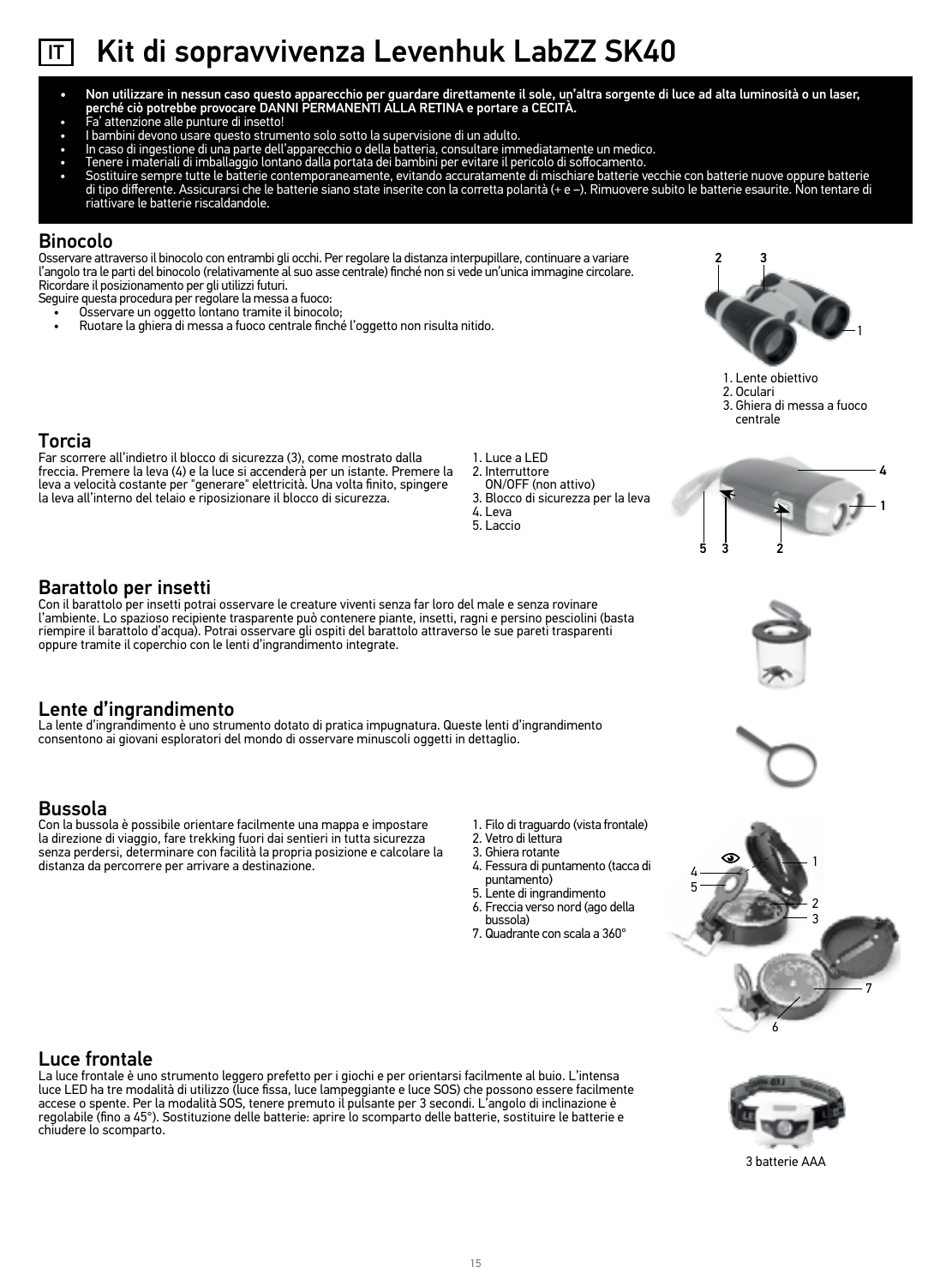# IT Kit di sopravvivenza Levenhuk LabZZ SK40

- **Non utilizzare in nessun caso questo apparecchio per guardare direttamente il sole, un'altra sorgente di luce ad alta luminosità o un laser, perché ciò potrebbe provocare DANNI PERMANENTI ALLA RETINA e portare a CECITÀ.**
- Fa' attenzione alle punture di insetto!
- I bambini devono usare questo strumento solo sotto la supervisione di un adulto.
- In caso di ingestione di una parte dell'apparecchio o della batteria, consultare immediatamente un medico.
- Tenere i materiali di imballaggio lontano dalla portata dei bambini per evitare il pericolo di soffocamento.
- Sostituire sempre tutte le batterie contemporaneamente, evitando accuratamente di mischiare batterie vecchie con batterie nuove oppure batterie di tipo differente. Assicurarsi che le batterie siano state inserite con la corretta polarità (+ e –). Rimuovere subito le batterie esaurite. Non tentare di riattivare le batterie riscaldandole.

## Binocolo

Osservare attraverso il binocolo con entrambi gli occhi. Per regolare la distanza interpupillare, continuare a variare l'angolo tra le parti del binocolo (relativamente al suo asse centrale) finché non si vede un'unica immagine circolare. Ricordare il posizionamento per gli utilizzi futuri.
Seguire questa procedura per regolare la messa a fuoco:

- Osservare un oggetto lontano tramite il binocolo;
- Ruotare la ghiera di messa a fuoco centrale finché l'oggetto non risulta nitido.

1. Lente obiettivo
2. Oculari
3. Ghiera di messa a fuoco centrale

## Torcia

Far scorrere all'indietro il blocco di sicurezza (3), come mostrato dalla freccia. Premere la leva (4) e la luce si accenderà per un istante. Premere la leva a velocità costante per "generare" elettricità. Una volta finito, spingere la leva all'interno del telaio e riposizionare il blocco di sicurezza.

1. Luce a LED
2. Interruttore ON/OFF (non attivo)
3. Blocco di sicurezza per la leva
4. Leva
5. Laccio

## Barattolo per insetti

Con il barattolo per insetti potrai osservare le creature viventi senza far loro del male e senza rovinare l'ambiente. Lo spazioso recipiente trasparente può contenere piante, insetti, ragni e persino pesciolini (basta riempire il barattolo d'acqua). Potrai osservare gli ospiti del barattolo attraverso le sue pareti trasparenti oppure tramite il coperchio con le lenti d'ingrandimento integrate.

## Lente d'ingrandimento

La lente d'ingrandimento è uno strumento dotato di pratica impugnatura. Queste lenti d'ingrandimento consentono ai giovani esploratori del mondo di osservare minuscoli oggetti in dettaglio.

## Bussola

Con la bussola è possibile orientare facilmente una mappa e impostare la direzione di viaggio, fare trekking fuori dai sentieri in tutta sicurezza senza perdersi, determinare con facilità la propria posizione e calcolare la distanza da percorrere per arrivare a destinazione.

1. Filo di traguardo (vista frontale)
2. Vetro di lettura
3. Ghiera rotante
4. Fessura di puntamento (tacca di puntamento)
5. Lente di ingrandimento
6. Freccia verso nord (ago della bussola)
7. Quadrante con scala a 360°

## Luce frontale

La luce frontale è uno strumento leggero prefetto per i giochi e per orientarsi facilmente al buio. L'intensa luce LED ha tre modalità di utilizzo (luce fissa, luce lampeggiante e luce SOS) che possono essere facilmente accese o spente. Per la modalità SOS, tenere premuto il pulsante per 3 secondi. L'angolo di inclinazione è regolabile (fino a 45°). Sostituzione delle batterie: aprire lo scomparto delle batterie, sostituire le batterie e chiudere lo scomparto.

3 batterie AAA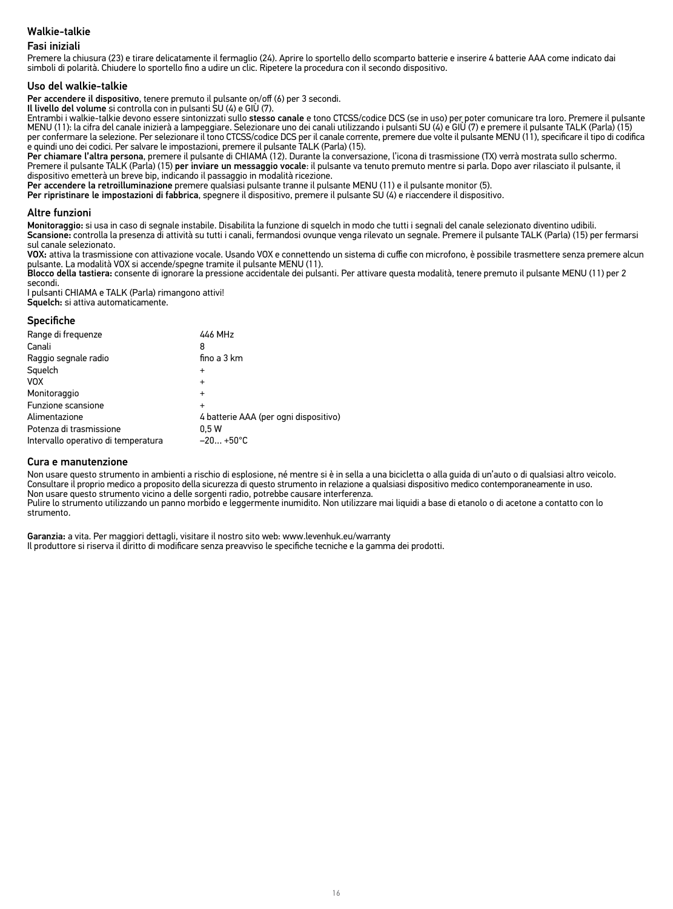## Walkie-talkie

### Fasi iniziali

Premere la chiusura (23) e tirare delicatamente il fermaglio (24). Aprire lo sportello dello scomparto batterie e inserire 4 batterie AAA come indicato dai simboli di polarità. Chiudere lo sportello fino a udire un clic. Ripetere la procedura con il secondo dispositivo.

### Uso del walkie-talkie

**Per accendere il dispositivo**, tenere premuto il pulsante on/off (6) per 3 secondi.
**Il livello del volume** si controlla con in pulsanti SU (4) e GIÙ (7).
Entrambi i walkie-talkie devono essere sintonizzati sullo **stesso canale** e tono CTCSS/codice DCS (se in uso) per poter comunicare tra loro. Premere il pulsante MENU (11): la cifra del canale inizierà a lampeggiare. Selezionare uno dei canali utilizzando i pulsanti SU (4) e GIÙ (7) e premere il pulsante TALK (Parla) (15) per confermare la selezione. Per selezionare il tono CTCSS/codice DCS per il canale corrente, premere due volte il pulsante MENU (11), specificare il tipo di codifica e quindi uno dei codici. Per salvare le impostazioni, premere il pulsante TALK (Parla) (15).
**Per chiamare l'altra persona**, premere il pulsante di CHIAMA (12). Durante la conversazione, l'icona di trasmissione (TX) verrà mostrata sullo schermo.
Premere il pulsante TALK (Parla) (15) **per inviare un messaggio vocale**: il pulsante va tenuto premuto mentre si parla. Dopo aver rilasciato il pulsante, il dispositivo emetterà un breve bip, indicando il passaggio in modalità ricezione.
**Per accendere la retroilluminazione** premere qualsiasi pulsante tranne il pulsante MENU (11) e il pulsante monitor (5).
**Per ripristinare le impostazioni di fabbrica**, spegnere il dispositivo, premere il pulsante SU (4) e riaccendere il dispositivo.

### Altre funzioni

**Monitoraggio:** si usa in caso di segnale instabile. Disabilita la funzione di squelch in modo che tutti i segnali del canale selezionato diventino udibili.
**Scansione:** controlla la presenza di attività su tutti i canali, fermandosi ovunque venga rilevato un segnale. Premere il pulsante TALK (Parla) (15) per fermarsi sul canale selezionato.
**VOX:** attiva la trasmissione con attivazione vocale. Usando VOX e connettendo un sistema di cuffie con microfono, è possibile trasmettere senza premere alcun pulsante. La modalità VOX si accende/spegne tramite il pulsante MENU (11).
**Blocco della tastiera:** consente di ignorare la pressione accidentale dei pulsanti. Per attivare questa modalità, tenere premuto il pulsante MENU (11) per 2 secondi.
I pulsanti CHIAMA e TALK (Parla) rimangono attivi!
**Squelch:** si attiva automaticamente.

### Specifiche

| | |
|---|---|
| Range di frequenze | 446 MHz |
| Canali | 8 |
| Raggio segnale radio | fino a 3 km |
| Squelch | + |
| VOX | + |
| Monitoraggio | + |
| Funzione scansione | + |
| Alimentazione | 4 batterie AAA (per ogni dispositivo) |
| Potenza di trasmissione | 0,5 W |
| Intervallo operativo di temperatura | –20… +50°C |

### Cura e manutenzione

Non usare questo strumento in ambienti a rischio di esplosione, né mentre si è in sella a una bicicletta o alla guida di un'auto o di qualsiasi altro veicolo.
Consultare il proprio medico a proposito della sicurezza di questo strumento in relazione a qualsiasi dispositivo medico contemporaneamente in uso.
Non usare questo strumento vicino a delle sorgenti radio, potrebbe causare interferenza.
Pulire lo strumento utilizzando un panno morbido e leggermente inumidito. Non utilizzare mai liquidi a base di etanolo o di acetone a contatto con lo strumento.

**Garanzia:** a vita. Per maggiori dettagli, visitare il nostro sito web: www.levenhuk.eu/warranty
Il produttore si riserva il diritto di modificare senza preavviso le specifiche tecniche e la gamma dei prodotti.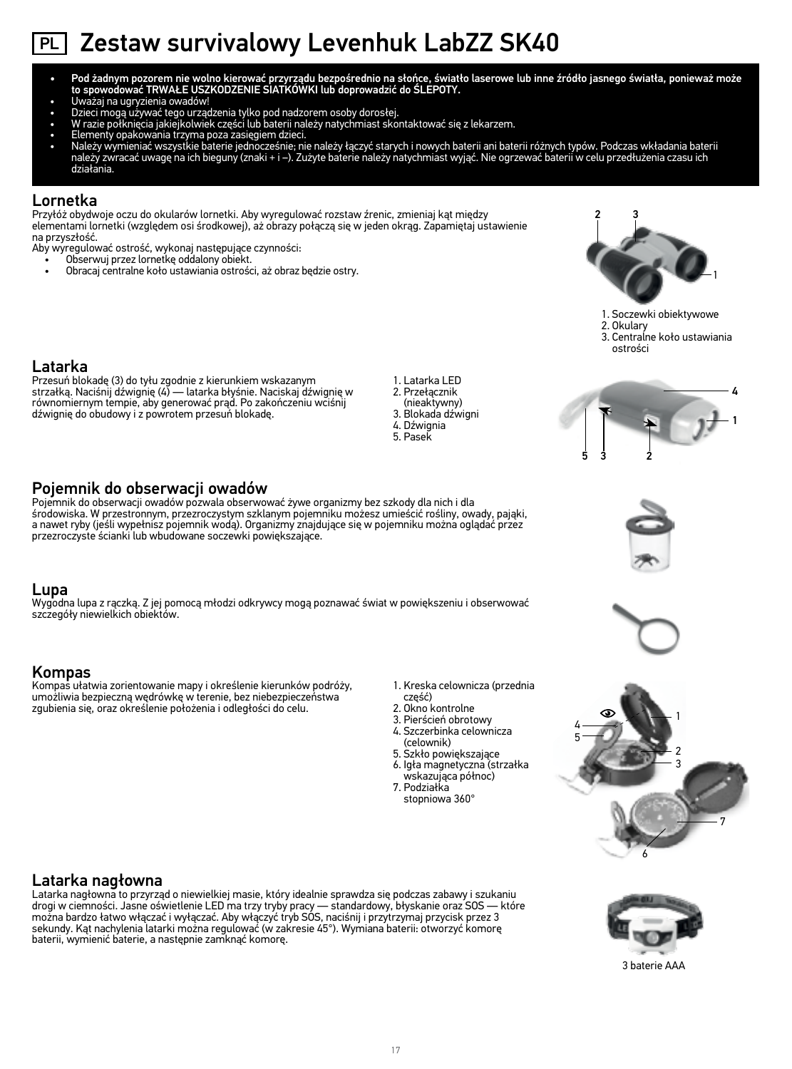# PL Zestaw survivalowy Levenhuk LabZZ SK40

- **Pod żadnym pozorem nie wolno kierować przyrządu bezpośrednio na słońce, światło laserowe lub inne źródło jasnego światła, ponieważ może to spowodować TRWAŁE USZKODZENIE SIATKÓWKI lub doprowadzić do ŚLEPOTY.**
- Uważaj na ugryzienia owadów!
- Dzieci mogą używać tego urządzenia tylko pod nadzorem osoby dorosłej.
- W razie połknięcia jakiejkolwiek części lub baterii należy natychmiast skontaktować się z lekarzem.
- Elementy opakowania trzyma poza zasięgiem dzieci.
- Należy wymieniać wszystkie baterie jednocześnie; nie należy łączyć starych i nowych baterii ani baterii różnych typów. Podczas wkładania baterii należy zwracać uwagę na ich bieguny (znaki + i –). Zużyte baterie należy natychmiast wyjąć. Nie ogrzewać baterii w celu przedłużenia czasu ich działania.

## Lornetka

Przyłóż obydwoje oczu do okularów lornetki. Aby wyregulować rozstaw źrenic, zmieniaj kąt między elementami lornetki (względem osi środkowej), aż obrazy połączą się w jeden okrąg. Zapamiętaj ustawienie na przyszłość.
Aby wyregulować ostrość, wykonaj następujące czynności:

- Obserwuj przez lornetkę oddalony obiekt.
- Obracaj centralne koło ustawiania ostrości, aż obraz będzie ostry.

1. Soczewki obiektywowe
2. Okulary
3. Centralne koło ustawiania ostrości

## Latarka

Przesuń blokadę (3) do tyłu zgodnie z kierunkiem wskazanym strzałką. Naciśnij dźwignię (4) — latarka błyśnie. Naciskaj dźwignię w równomiernym tempie, aby generować prąd. Po zakończeniu wciśnij dźwignię do obudowy i z powrotem przesuń blokadę.

1. Latarka LED
2. Przełącznik (nieaktywny)
3. Blokada dźwigni
4. Dźwignia
5. Pasek

## Pojemnik do obserwacji owadów

Pojemnik do obserwacji owadów pozwala obserwować żywe organizmy bez szkody dla nich i dla środowiska. W przestronnym, przezroczystym szklanym pojemniku możesz umieścić rośliny, owady, pająki, a nawet ryby (jeśli wypełnisz pojemnik wodą). Organizmy znajdujące się w pojemniku można oglądać przez przezroczyste ścianki lub wbudowane soczewki powiększające.

## Lupa

Wygodna lupa z rączką. Z jej pomocą młodzi odkrywcy mogą poznawać świat w powiększeniu i obserwować szczegóły niewielkich obiektów.

## Kompas

Kompas ułatwia zorientowanie mapy i określenie kierunków podróży, umożliwia bezpieczną wędrówkę w terenie, bez niebezpieczeństwa zgubienia się, oraz określenie położenia i odległości do celu.

1. Kreska celownicza (przednia część)
2. Okno kontrolne
3. Pierścień obrotowy
4. Szczerbinka celownicza (celownik)
5. Szkło powiększające
6. Igła magnetyczna (strzałka wskazująca północ)
7. Podziałka stopniowa 360°

## Latarka nagłowna

Latarka nagłowna to przyrząd o niewielkiej masie, który idealnie sprawdza się podczas zabawy i szukaniu drogi w ciemności. Jasne oświetlenie LED ma trzy tryby pracy — standardowy, błyskanie oraz SOS — które można bardzo łatwo włączać i wyłączać. Aby włączyć tryb SOS, naciśnij i przytrzymaj przycisk przez 3 sekundy. Kąt nachylenia latarki można regulować (w zakresie 45°). Wymiana baterii: otworzyć komorę baterii, wymienić baterie, a następnie zamknąć komorę.

3 baterie AAA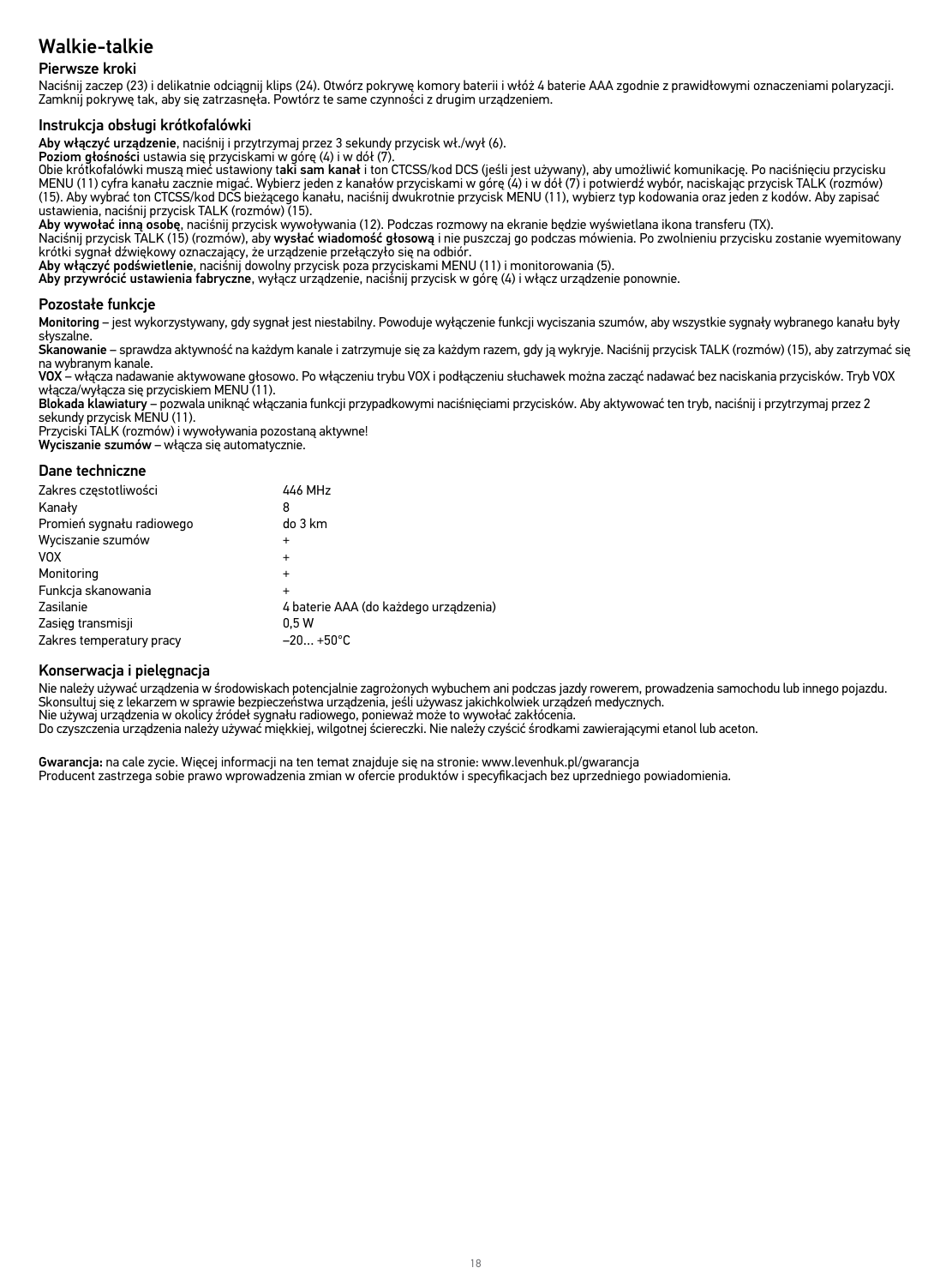# Walkie-talkie

## Pierwsze kroki

Naciśnij zaczep (23) i delikatnie odciągnij klips (24). Otwórz pokrywę komory baterii i włóż 4 baterie AAA zgodnie z prawidłowymi oznaczeniami polaryzacji. Zamknij pokrywę tak, aby się zatrzasnęła. Powtórz te same czynności z drugim urządzeniem.

## Instrukcja obsługi krótkofalówki

**Aby włączyć urządzenie**, naciśnij i przytrzymaj przez 3 sekundy przycisk wł./wył (6).
**Poziom głośności** ustawia się przyciskami w górę (4) i w dół (7).
Obie krótkofalówki muszą mieć ustawiony t**aki sam kanał** i ton CTCSS/kod DCS (jeśli jest używany), aby umożliwić komunikację. Po naciśnięciu przycisku MENU (11) cyfra kanału zacznie migać. Wybierz jeden z kanałów przyciskami w górę (4) i w dół (7) i potwierdź wybór, naciskając przycisk TALK (rozmów) (15). Aby wybrać ton CTCSS/kod DCS bieżącego kanału, naciśnij dwukrotnie przycisk MENU (11), wybierz typ kodowania oraz jeden z kodów. Aby zapisać ustawienia, naciśnij przycisk TALK (rozmów) (15).
**Aby wywołać inną osobę**, naciśnij przycisk wywoływania (12). Podczas rozmowy na ekranie będzie wyświetlana ikona transferu (TX).
Naciśnij przycisk TALK (15) (rozmów), aby **wysłać wiadomość głosową** i nie puszczaj go podczas mówienia. Po zwolnieniu przycisku zostanie wyemitowany krótki sygnał dźwiękowy oznaczający, że urządzenie przełączyło się na odbiór.
**Aby włączyć podświetlenie**, naciśnij dowolny przycisk poza przyciskami MENU (11) i monitorowania (5).
**Aby przywrócić ustawienia fabryczne**, wyłącz urządzenie, naciśnij przycisk w górę (4) i włącz urządzenie ponownie.

## Pozostałe funkcje

**Monitoring** – jest wykorzystywany, gdy sygnał jest niestabilny. Powoduje wyłączenie funkcji wyciszania szumów, aby wszystkie sygnały wybranego kanału były słyszalne.
**Skanowanie** – sprawdza aktywność na każdym kanale i zatrzymuje się za każdym razem, gdy ją wykryje. Naciśnij przycisk TALK (rozmów) (15), aby zatrzymać się na wybranym kanale.
**VOX** – włącza nadawanie aktywowane głosowo. Po włączeniu trybu VOX i podłączeniu słuchawek można zacząć nadawać bez naciskania przycisków. Tryb VOX włącza/wyłącza się przyciskiem MENU (11).
**Blokada klawiatury** – pozwala uniknąć włączania funkcji przypadkowymi naciśnięciami przycisków. Aby aktywować ten tryb, naciśnij i przytrzymaj przez 2 sekundy przycisk MENU (11).
Przyciski TALK (rozmów) i wywoływania pozostaną aktywne!
**Wyciszanie szumów** – włącza się automatycznie.

## Dane techniczne

| | |
|---|---|
| Zakres częstotliwości | 446 MHz |
| Kanały | 8 |
| Promień sygnału radiowego | do 3 km |
| Wyciszanie szumów | + |
| VOX | + |
| Monitoring | + |
| Funkcja skanowania | + |
| Zasilanie | 4 baterie AAA (do każdego urządzenia) |
| Zasięg transmisji | 0,5 W |
| Zakres temperatury pracy | –20… +50°C |

## Konserwacja i pielęgnacja

Nie należy używać urządzenia w środowiskach potencjalnie zagrożonych wybuchem ani podczas jazdy rowerem, prowadzenia samochodu lub innego pojazdu.
Skonsultuj się z lekarzem w sprawie bezpieczeństwa urządzenia, jeśli używasz jakichkolwiek urządzeń medycznych.
Nie używaj urządzenia w okolicy źródeł sygnału radiowego, ponieważ może to wywołać zakłócenia.
Do czyszczenia urządzenia należy używać miękkiej, wilgotnej ściereczki. Nie należy czyścić środkami zawierającymi etanol lub aceton.

**Gwarancja:** na całe życie. Więcej informacji na ten temat znajduje się na stronie: www.levenhuk.pl/gwarancja
Producent zastrzega sobie prawo wprowadzenia zmian w ofercie produktów i specyfikacjach bez uprzedniego powiadomienia.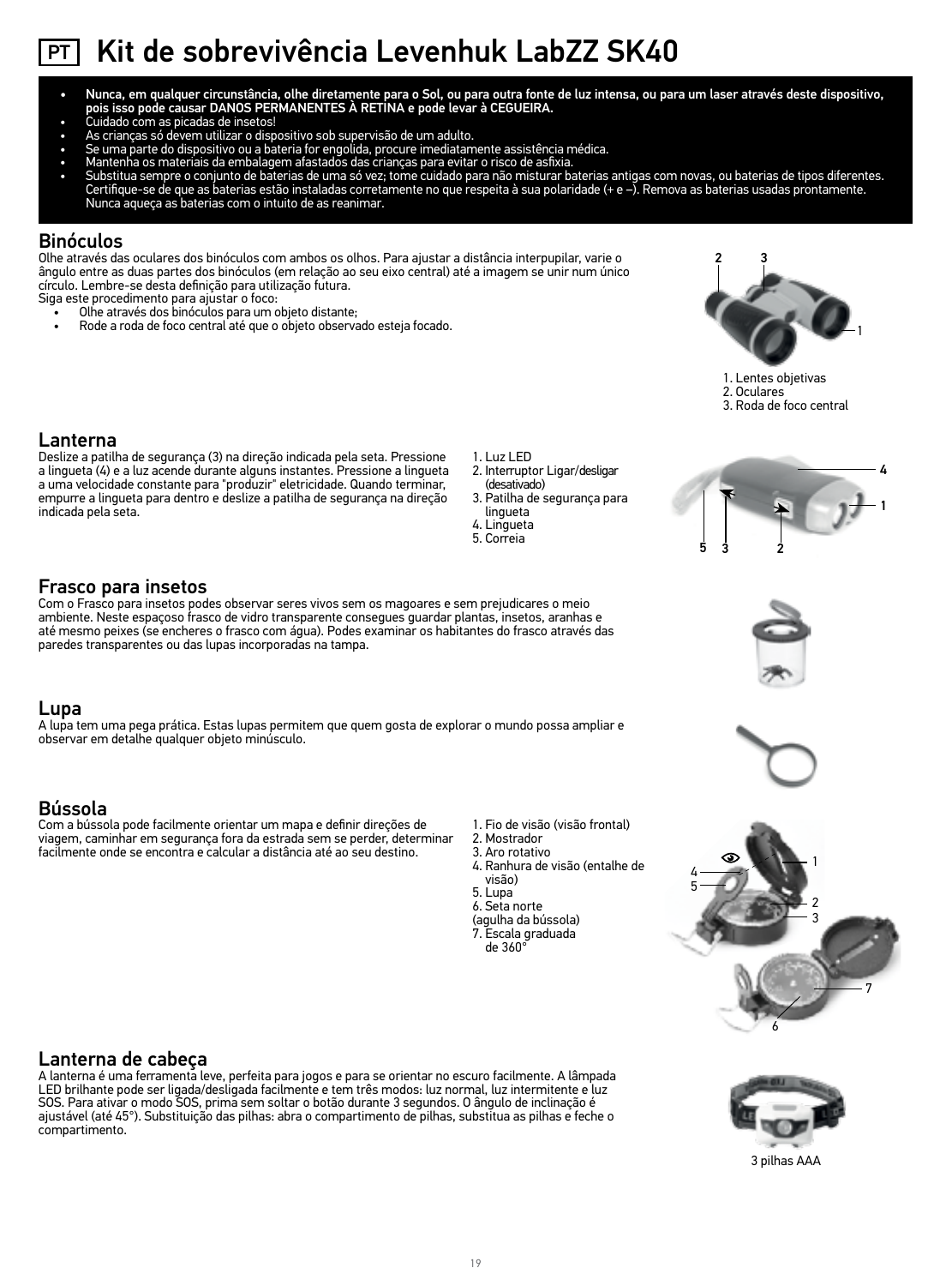# PT Kit de sobrevivência Levenhuk LabZZ SK40

- **Nunca, em qualquer circunstância, olhe diretamente para o Sol, ou para outra fonte de luz intensa, ou para um laser através deste dispositivo, pois isso pode causar DANOS PERMANENTES À RETINA e pode levar à CEGUEIRA.**
- Cuidado com as picadas de insetos!
- As crianças só devem utilizar o dispositivo sob supervisão de um adulto.
- Se uma parte do dispositivo ou a bateria for engolida, procure imediatamente assistência médica.
- Mantenha os materiais da embalagem afastados das crianças para evitar o risco de asfixia.
- Substitua sempre o conjunto de baterias de uma só vez; tome cuidado para não misturar baterias antigas com novas, ou baterias de tipos diferentes. Certifique-se de que as baterias estão instaladas corretamente no que respeita à sua polaridade (+ e –). Remova as baterias usadas prontamente. Nunca aqueça as baterias com o intuito de as reanimar.

## Binóculos

Olhe através das oculares dos binóculos com ambos os olhos. Para ajustar a distância interpupilar, varie o ângulo entre as duas partes dos binóculos (em relação ao seu eixo central) até a imagem se unir num único círculo. Lembre-se desta definição para utilização futura.
Siga este procedimento para ajustar o foco:

- Olhe através dos binóculos para um objeto distante;
- Rode a roda de foco central até que o objeto observado esteja focado.

1. Lentes objetivas
2. Oculares
3. Roda de foco central

## Lanterna

Deslize a patilha de segurança (3) na direção indicada pela seta. Pressione a lingueta (4) e a luz acende durante alguns instantes. Pressione a lingueta a uma velocidade constante para "produzir" eletricidade. Quando terminar, empurre a lingueta para dentro e deslize a patilha de segurança na direção indicada pela seta.

1. Luz LED
2. Interruptor Ligar/desligar (desativado)
3. Patilha de segurança para lingueta
4. Lingueta
5. Correia

## Frasco para insetos

Com o Frasco para insetos podes observar seres vivos sem os magoares e sem prejudicares o meio ambiente. Neste espaçoso frasco de vidro transparente consegues guardar plantas, insetos, aranhas e até mesmo peixes (se encheres o frasco com água). Podes examinar os habitantes do frasco através das paredes transparentes ou das lupas incorporadas na tampa.

## Lupa

A lupa tem uma pega prática. Estas lupas permitem que quem gosta de explorar o mundo possa ampliar e observar em detalhe qualquer objeto minúsculo.

## Bússola

Com a bússola pode facilmente orientar um mapa e definir direções de viagem, caminhar em segurança fora da estrada sem se perder, determinar facilmente onde se encontra e calcular a distância até ao seu destino.

1. Fio de visão (visão frontal)
2. Mostrador
3. Aro rotativo
4. Ranhura de visão (entalhe de visão)
5. Lupa
6. Seta norte (agulha da bússola)
7. Escala graduada de 360°

## Lanterna de cabeça

A lanterna é uma ferramenta leve, perfeita para jogos e para se orientar no escuro facilmente. A lâmpada LED brilhante pode ser ligada/desligada facilmente e tem três modos: luz normal, luz intermitente e luz SOS. Para ativar o modo SOS, prima sem soltar o botão durante 3 segundos. O ângulo de inclinação é ajustável (até 45°). Substituição das pilhas: abra o compartimento de pilhas, substitua as pilhas e feche o compartimento.

3 pilhas AAA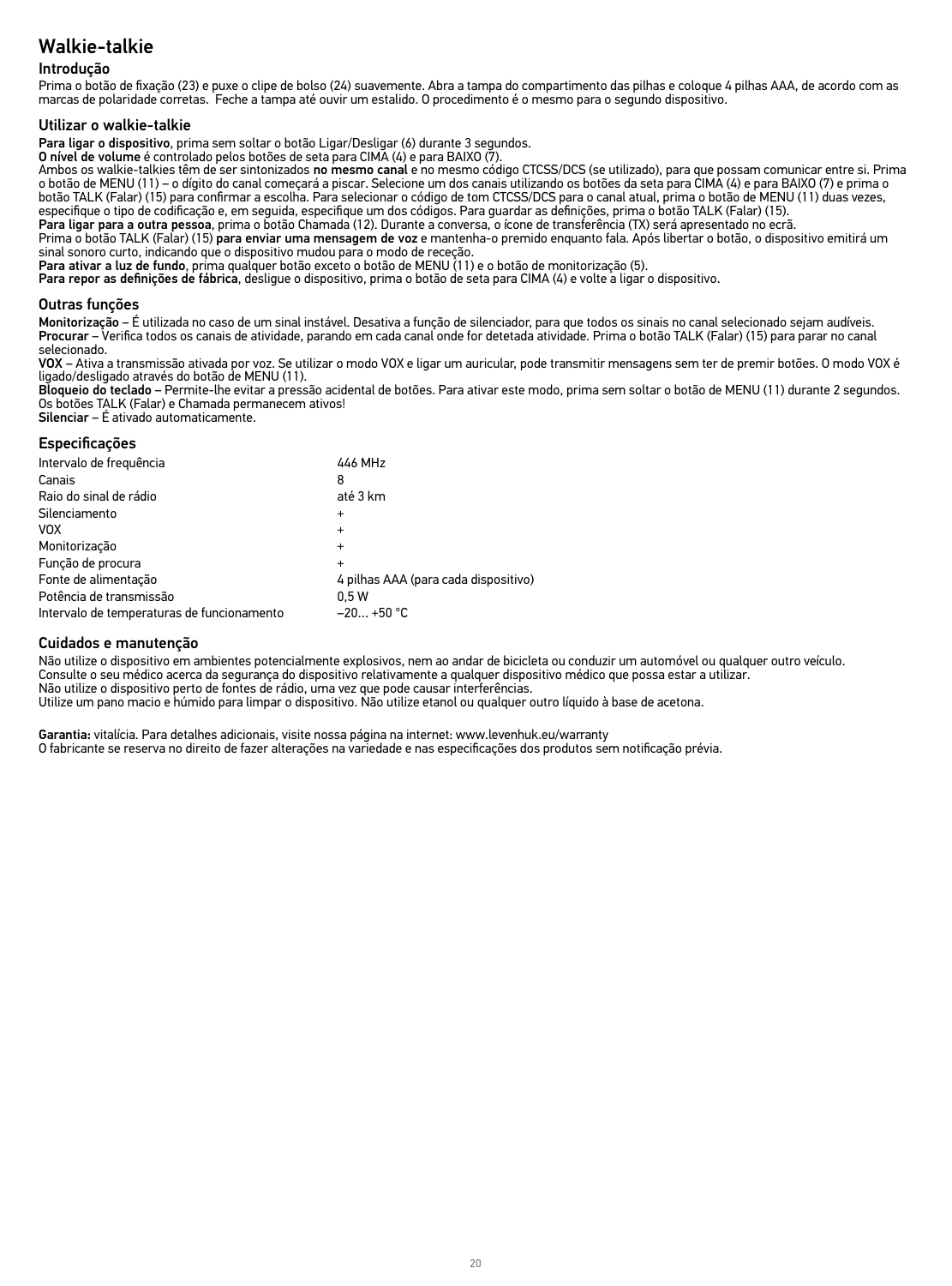# Walkie-talkie

## Introdução

Prima o botão de fixação (23) e puxe o clipe de bolso (24) suavemente. Abra a tampa do compartimento das pilhas e coloque 4 pilhas AAA, de acordo com as marcas de polaridade corretas. Feche a tampa até ouvir um estalido. O procedimento é o mesmo para o segundo dispositivo.

## Utilizar o walkie-talkie

**Para ligar o dispositivo**, prima sem soltar o botão Ligar/Desligar (6) durante 3 segundos.
**O nível de volume** é controlado pelos botões de seta para CIMA (4) e para BAIXO (7).
Ambos os walkie-talkies têm de ser sintonizados **no mesmo canal** e no mesmo código CTCSS/DCS (se utilizado), para que possam comunicar entre si. Prima o botão de MENU (11) – o dígito do canal começará a piscar. Selecione um dos canais utilizando os botões da seta para CIMA (4) e para BAIXO (7) e prima o botão TALK (Falar) (15) para confirmar a escolha. Para selecionar o código de tom CTCSS/DCS para o canal atual, prima o botão de MENU (11) duas vezes, especifique o tipo de codificação e, em seguida, especifique um dos códigos. Para guardar as definições, prima o botão TALK (Falar) (15).
**Para ligar para a outra pessoa**, prima o botão Chamada (12). Durante a conversa, o ícone de transferência (TX) será apresentado no ecrã.
Prima o botão TALK (Falar) (15) **para enviar uma mensagem de voz** e mantenha-o premido enquanto fala. Após libertar o botão, o dispositivo emitirá um sinal sonoro curto, indicando que o dispositivo mudou para o modo de receção.
**Para ativar a luz de fundo**, prima qualquer botão exceto o botão de MENU (11) e o botão de monitorização (5).
**Para repor as definições de fábrica**, desligue o dispositivo, prima o botão de seta para CIMA (4) e volte a ligar o dispositivo.

## Outras funções

**Monitorização** – É utilizada no caso de um sinal instável. Desativa a função de silenciador, para que todos os sinais no canal selecionado sejam audíveis.
**Procurar** – Verifica todos os canais de atividade, parando em cada canal onde for detetada atividade. Prima o botão TALK (Falar) (15) para parar no canal selecionado.
**VOX** – Ativa a transmissão ativada por voz. Se utilizar o modo VOX e ligar um auricular, pode transmitir mensagens sem ter de premir botões. O modo VOX é ligado/desligado através do botão de MENU (11).
**Bloqueio do teclado** – Permite-lhe evitar a pressão acidental de botões. Para ativar este modo, prima sem soltar o botão de MENU (11) durante 2 segundos. Os botões TALK (Falar) e Chamada permanecem ativos!
**Silenciar** – É ativado automaticamente.

## Especificações

| | |
|---|---|
| Intervalo de frequência | 446 MHz |
| Canais | 8 |
| Raio do sinal de rádio | até 3 km |
| Silenciamento | + |
| VOX | + |
| Monitorização | + |
| Função de procura | + |
| Fonte de alimentação | 4 pilhas AAA (para cada dispositivo) |
| Potência de transmissão | 0,5 W |
| Intervalo de temperaturas de funcionamento | –20... +50 °C |

## Cuidados e manutenção

Não utilize o dispositivo em ambientes potencialmente explosivos, nem ao andar de bicicleta ou conduzir um automóvel ou qualquer outro veículo.
Consulte o seu médico acerca da segurança do dispositivo relativamente a qualquer dispositivo médico que possa estar a utilizar.
Não utilize o dispositivo perto de fontes de rádio, uma vez que pode causar interferências.
Utilize um pano macio e húmido para limpar o dispositivo. Não utilize etanol ou qualquer outro líquido à base de acetona.

**Garantia:** vitalícia. Para detalhes adicionais, visite nossa página na internet: www.levenhuk.eu/warranty
O fabricante se reserva no direito de fazer alterações na variedade e nas especificações dos produtos sem notificação prévia.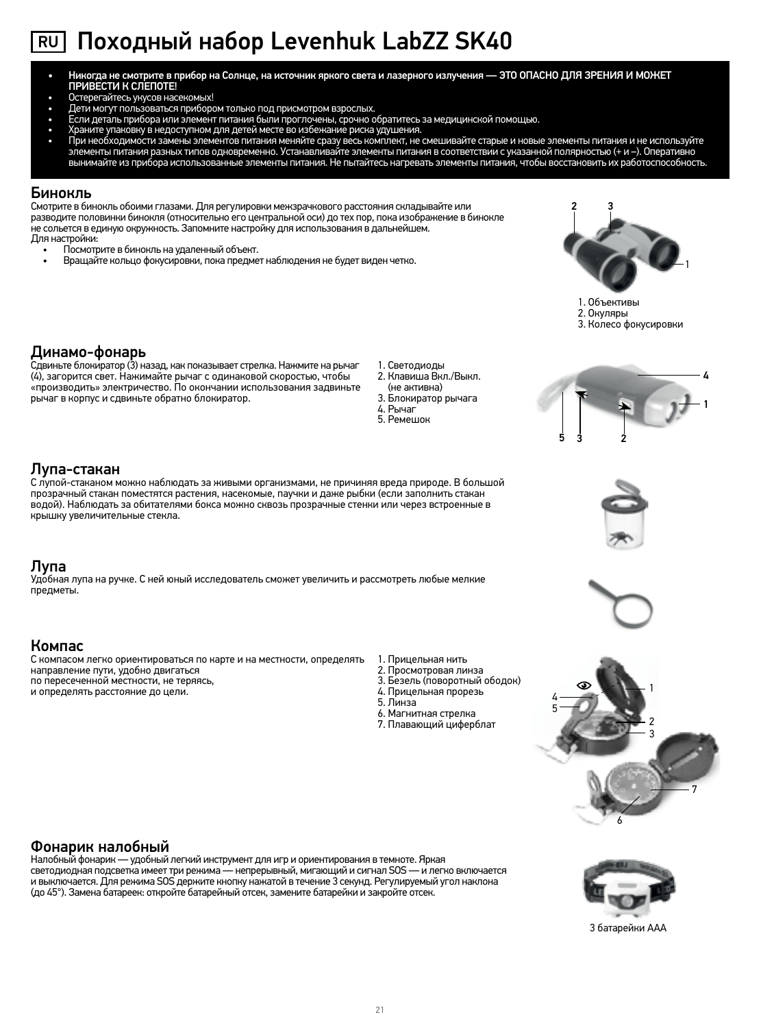# RU Походный набор Levenhuk LabZZ SK40

- **Никогда не смотрите в прибор на Солнце, на источник яркого света и лазерного излучения — ЭТО ОПАСНО ДЛЯ ЗРЕНИЯ И МОЖЕТ ПРИВЕСТИ К СЛЕПОТЕ!**
- Остерегайтесь укусов насекомых!
- Дети могут пользоваться прибором только под присмотром взрослых.
- Если деталь прибора или элемент питания были проглочены, срочно обратитесь за медицинской помощью.
- Храните упаковку в недоступном для детей месте во избежание риска удушения.
- При необходимости замены элементов питания меняйте сразу весь комплект, не смешивайте старые и новые элементы питания и не используйте элементы питания разных типов одновременно. Устанавливайте элементы питания в соответствии с указанной полярностью (+ и –). Оперативно вынимайте из прибора использованные элементы питания. Не пытайтесь нагревать элементы питания, чтобы восстановить их работоспособность.

## Бинокль

Смотрите в бинокль обоими глазами. Для регулировки межзрачкового расстояния складывайте или разводите половинки бинокля (относительно его центральной оси) до тех пор, пока изображение в бинокле не сольется в единую окружность. Запомните настройку для использования в дальнейшем.
Для настройки:

- Посмотрите в бинокль на удаленный объект.
- Вращайте кольцо фокусировки, пока предмет наблюдения не будет виден четко.

1. Объективы
2. Окуляры
3. Колесо фокусировки

## Динамо-фонарь

Сдвиньте блокиратор (3) назад, как показывает стрелка. Нажмите на рычаг (4), загорится свет. Нажимайте рычаг с одинаковой скоростью, чтобы «производить» электричество. По окончании использования задвиньте рычаг в корпус и сдвиньте обратно блокиратор.

1. Светодиоды
2. Клавиша Вкл./Выкл. (не активна)
3. Блокиратор рычага
4. Рычаг
5. Ремешок

## Лупа-стакан

С лупой-стаканом можно наблюдать за живыми организмами, не причиняя вреда природе. В большой прозрачный стакан поместятся растения, насекомые, паучки и даже рыбки (если заполнить стакан водой). Наблюдать за обитателями бокса можно сквозь прозрачные стенки или через встроенные в крышку увеличительные стекла.

## Лупа

Удобная лупа на ручке. С ней юный исследователь сможет увеличить и рассмотреть любые мелкие предметы.

## Компас

С компасом легко ориентироваться по карте и на местности, определять направление пути, удобно двигаться по пересеченной местности, не теряясь, и определять расстояние до цели.

1. Прицельная нить
2. Просмотровая линза
3. Безель (поворотный ободок)
4. Прицельная прорезь
5. Линза
6. Магнитная стрелка
7. Плавающий циферблат

## Фонарик налобный

Налобный фонарик — удобный легкий инструмент для игр и ориентирования в темноте. Яркая светодиодная подсветка имеет три режима — непрерывный, мигающий и сигнал SOS — и легко включается и выключается. Для режима SOS держите кнопку нажатой в течение 3 секунд. Регулируемый угол наклона (до 45°). Замена батареек: откройте батарейный отсек, замените батарейки и закройте отсек.

3 батарейки AAA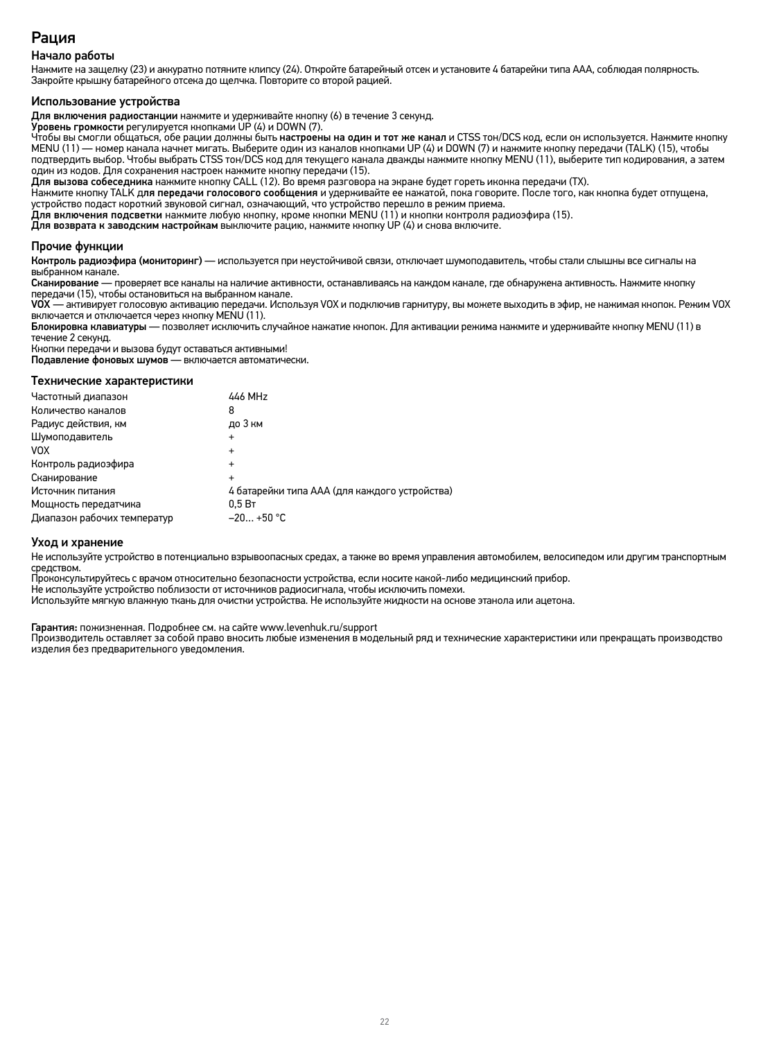# Рация

## Начало работы

Нажмите на защелку (23) и аккуратно потяните клипсу (24). Откройте батарейный отсек и установите 4 батарейки типа AAA, соблюдая полярность. Закройте крышку батарейного отсека до щелчка. Повторите со второй рацией.

## Использование устройства

**Для включения радиостанции** нажмите и удерживайте кнопку (6) в течение 3 секунд.
**Уровень громкости** регулируется кнопками UP (4) и DOWN (7).
Чтобы вы смогли общаться, обе рации должны быть **настроены на один и тот же канал** и CTSS тон/DCS код, если он используется. Нажмите кнопку MENU (11) — номер канала начнет мигать. Выберите один из каналов кнопками UP (4) и DOWN (7) и нажмите кнопку передачи (TALK) (15), чтобы подтвердить выбор. Чтобы выбрать CTSS тон/DCS код для текущего канала дважды нажмите кнопку MENU (11), выберите тип кодирования, а затем один из кодов. Для сохранения настроек нажмите кнопку передачи (15).
**Для вызова собеседника** нажмите кнопку CALL (12). Во время разговора на экране будет гореть иконка передачи (TX).
Нажмите кнопку TALK д**ля передачи голосового сообщения** и удерживайте ее нажатой, пока говорите. После того, как кнопка будет отпущена, устройство подаст короткий звуковой сигнал, означающий, что устройство перешло в режим приема.
**Для включения подсветки** нажмите любую кнопку, кроме кнопки MENU (11) и кнопки контроля радиоэфира (15).
**Для возврата к заводским настройкам** выключите рацию, нажмите кнопку UP (4) и снова включите.

## Прочие функции

**Контроль радиоэфира (мониторинг)** — используется при неустойчивой связи, отключает шумоподавитель, чтобы стали слышны все сигналы на выбранном канале.
**Сканирование** — проверяет все каналы на наличие активности, останавливаясь на каждом канале, где обнаружена активность. Нажмите кнопку передачи (15), чтобы остановиться на выбранном канале.
**VOX** — активирует голосовую активацию передачи. Используя VOX и подключив гарнитуру, вы можете выходить в эфир, не нажимая кнопок. Режим VOX включается и отключается через кнопку MENU (11).
**Блокировка клавиатуры** — позволяет исключить случайное нажатие кнопок. Для активации режима нажмите и удерживайте кнопку MENU (11) в течение 2 секунд.
Кнопки передачи и вызова будут оставаться активными!
**Подавление фоновых шумов** — включается автоматически.

## Технические характеристики

| | |
|---|---|
| Частотный диапазон | 446 MHz |
| Количество каналов | 8 |
| Радиус действия, км | до 3 км |
| Шумоподавитель | + |
| VOX | + |
| Контроль радиоэфира | + |
| Сканирование | + |
| Источник питания | 4 батарейки типа AAA (для каждого устройства) |
| Мощность передатчика | 0,5 Вт |
| Диапазон рабочих температур | –20… +50 °C |

## Уход и хранение

Не используйте устройство в потенциально взрывоопасных средах, а также во время управления автомобилем, велосипедом или другим транспортным средством.
Проконсультируйтесь с врачом относительно безопасности устройства, если носите какой-либо медицинский прибор.
Не используйте устройство поблизости от источников радиосигнала, чтобы исключить помехи.
Используйте мягкую влажную ткань для очистки устройства. Не используйте жидкости на основе этанола или ацетона.

**Гарантия:** пожизненная. Подробнее см. на сайте www.levenhuk.ru/support
Производитель оставляет за собой право вносить любые изменения в модельный ряд и технические характеристики или прекращать производство изделия без предварительного уведомления.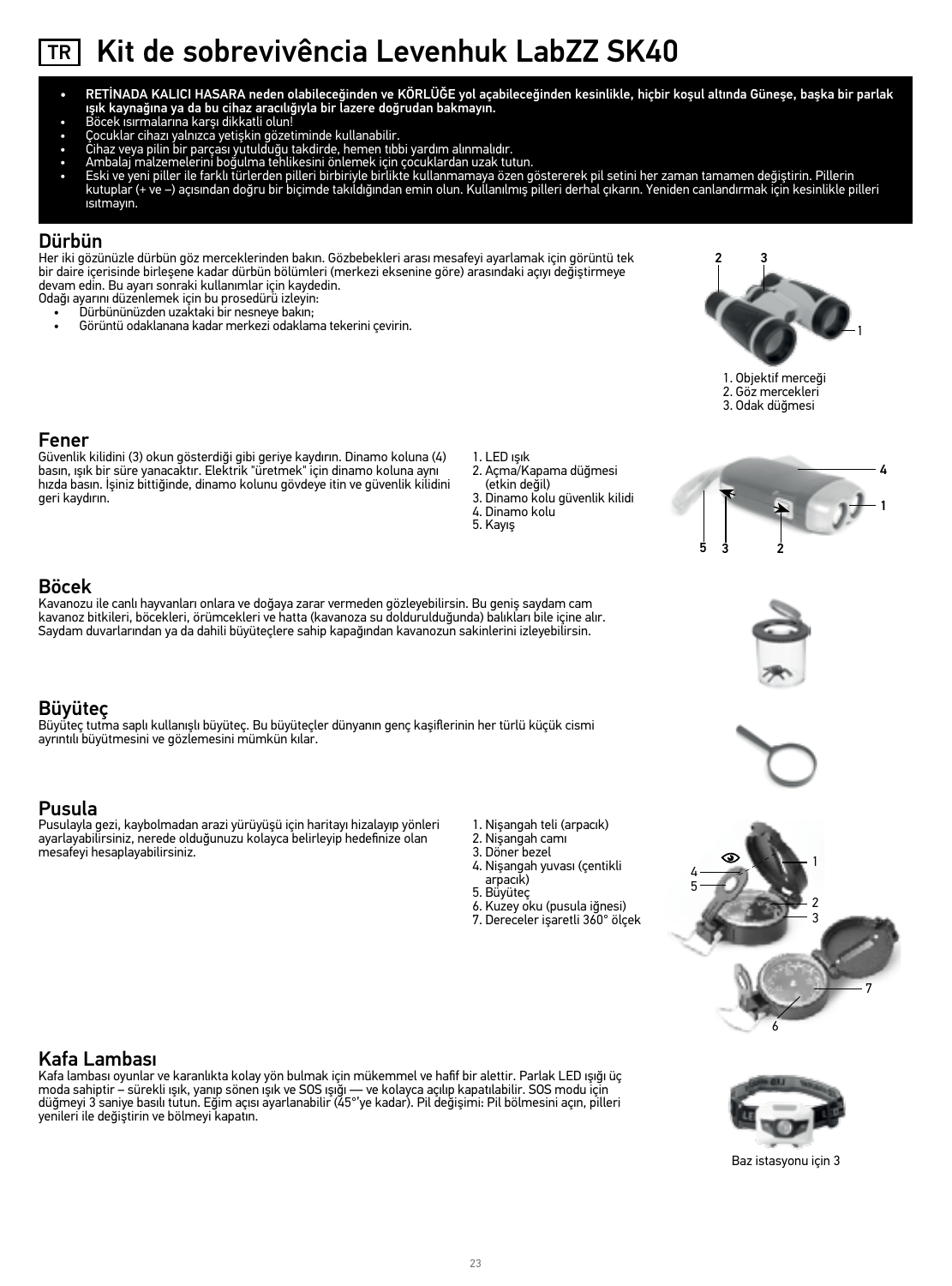# TR Kit de sobrevivência Levenhuk LabZZ SK40

- **RETİNADA KALICI HASARA neden olabileceğinden ve KÖRLÜĞE yol açabileceğinden kesinlikle, hiçbir koşul altında Güneşe, başka bir parlak ışık kaynağına ya da bu cihaz aracılığıyla bir lazere doğrudan bakmayın.**
- Böcek ısırmalarına karşı dikkatli olun!
- Çocuklar cihazı yalnızca yetişkin gözetiminde kullanabilir.
- Cihaz veya pilin bir parçası yutulduğu takdirde, hemen tıbbi yardım alınmalıdır.
- Ambalaj malzemelerini boğulma tehlikesini önlemek için çocuklardan uzak tutun.
- Eski ve yeni piller ile farklı türlerden pilleri birbiriyle birlikte kullanmamaya özen göstererek pil setini her zaman tamamen değiştirin. Pillerin kutuplar (+ ve –) açısından doğru bir biçimde takıldığından emin olun. Kullanılmış pilleri derhal çıkarın. Yeniden canlandırmak için kesinlikle pilleri ısıtmayın.

## Dürbün

Her iki gözünüzle dürbün göz merceklerinden bakın. Gözbebekleri arası mesafeyi ayarlamak için görüntü tek bir daire içerisinde birleşene kadar dürbün bölümleri (merkezi eksenine göre) arasındaki açıyı değiştirmeye devam edin. Bu ayarı sonraki kullanımlar için kaydedin.
Odağı ayarını düzenlemek için bu prosedürü izleyin:

- Dürbününüzden uzaktaki bir nesneye bakın;
- Görüntü odaklanana kadar merkezi odaklama tekerini çevirin.

1. Objektif merceği
2. Göz mercekleri
3. Odak düğmesi

## Fener

Güvenlik kilidini (3) okun gösterdiği gibi geriye kaydırın. Dinamo koluna (4) basın, ışık bir süre yanacaktır. Elektrik "üretmek" için dinamo koluna aynı hızda basın. İşiniz bittiğinde, dinamo kolunu gövdeye itin ve güvenlik kilidini geri kaydırın.

1. LED ışık
2. Açma/Kapama düğmesi (etkin değil)
3. Dinamo kolu güvenlik kilidi
4. Dinamo kolu
5. Kayış

## Böcek

Kavanozu ile canlı hayvanları onlara ve doğaya zarar vermeden gözleyebilirsin. Bu geniş saydam cam kavanoz bitkileri, böcekleri, örümcekleri ve hatta (kavanoza su doldurulduğunda) balıkları bile içine alır. Saydam duvarlarından ya da dahili büyüteçlere sahip kapağından kavanozun sakinlerini izleyebilirsin.

## Büyüteç

Büyüteç tutma saplı kullanışlı büyüteç. Bu büyüteçler dünyanın genç kaşiflerinin her türlü küçük cismi ayrıntılı büyütmesini ve gözlemesini mümkün kılar.

## Pusula

Pusulayla gezi, kaybolmadan arazi yürüyüşü için haritayı hizalayıp yönleri ayarlayabilirsiniz, nerede olduğunuzu kolayca belirleyip hedefinize olan mesafeyi hesaplayabilirsiniz.

1. Nişangah teli (arpacık)
2. Nişangah camı
3. Döner bezel
4. Nişangah yuvası (çentikli arpacık)
5. Büyüteç
6. Kuzey oku (pusula iğnesi)
7. Dereceler işaretli 360° ölçek

## Kafa Lambası

Kafa lambası oyunlar ve karanlıkta kolay yön bulmak için mükemmel ve hafif bir alettir. Parlak LED ışığı üç moda sahiptir – sürekli ışık, yanıp sönen ışık ve SOS ışığı — ve kolayca açılıp kapatılabilir. SOS modu için düğmeyi 3 saniye basılı tutun. Eğim açısı ayarlanabilir (45°'ye kadar). Pil değişimi: Pil bölmesini açın, pilleri yenileri ile değiştirin ve bölmeyi kapatın.

Baz istasyonu için 3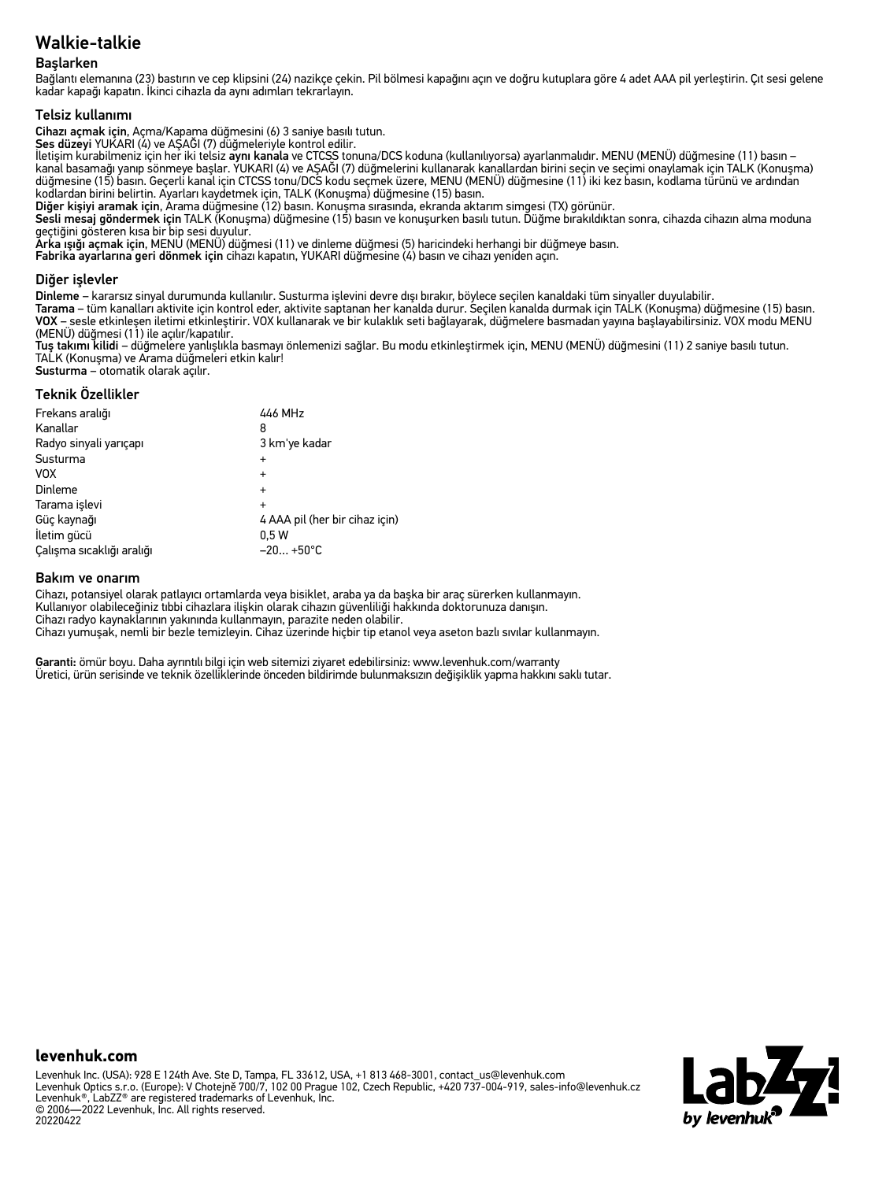# Walkie-talkie

## Başlarken

Bağlantı elemanına (23) bastırın ve cep klipsini (24) nazikçe çekin. Pil bölmesi kapağını açın ve doğru kutuplara göre 4 adet AAA pil yerleştirin. Çıt sesi gelene kadar kapağı kapatın. İkinci cihazla da aynı adımları tekrarlayın.

## Telsiz kullanımı

**Cihazı açmak için**, Açma/Kapama düğmesini (6) 3 saniye basılı tutun.
**Ses düzeyi** YUKARI (4) ve AŞAĞI (7) düğmeleriyle kontrol edilir.
İletişim kurabilmeniz için her iki telsiz **aynı kanala** ve CTCSS tonuna/DCS koduna (kullanılıyorsa) ayarlanmalıdır. MENU (MENÜ) düğmesine (11) basın – kanal basamağı yanıp sönmeye başlar. YUKARI (4) ve AŞAĞI (7) düğmelerini kullanarak kanallardan birini seçin ve seçimi onaylamak için TALK (Konuşma) düğmesine (15) basın. Geçerli kanal için CTCSS tonu/DCS kodu seçmek üzere, MENU (MENÜ) düğmesine (11) iki kez basın, kodlama türünü ve ardından kodlardan birini belirtin. Ayarları kaydetmek için, TALK (Konuşma) düğmesine (15) basın.
**Diğer kişiyi aramak için**, Arama düğmesine (12) basın. Konuşma sırasında, ekranda aktarım simgesi (TX) görünür.
**Sesli mesaj göndermek için** TALK (Konuşma) düğmesine (15) basın ve konuşurken basılı tutun. Düğme bırakıldıktan sonra, cihazda cihazın alma moduna geçtiğini gösteren kısa bir bip sesi duyulur.
**Arka ışığı açmak için**, MENU (MENÜ) düğmesi (11) ve dinleme düğmesi (5) haricindeki herhangi bir düğmeye basın.
**Fabrika ayarlarına geri dönmek için** cihazı kapatın, YUKARI düğmesine (4) basın ve cihazı yeniden açın.

## Diğer işlevler

**Dinleme** – kararsız sinyal durumunda kullanılır. Susturma işlevini devre dışı bırakır, böylece seçilen kanaldaki tüm sinyaller duyulabilir.
**Tarama** – tüm kanalları aktivite için kontrol eder, aktivite saptanan her kanalda durur. Seçilen kanalda durmak için TALK (Konuşma) düğmesine (15) basın.
**VOX** – sesle etkinleşen iletimi etkinleştirir. VOX kullanarak ve bir kulaklık seti bağlayarak, düğmelere basmadan yayına başlayabilirsiniz. VOX modu MENU (MENÜ) düğmesi (11) ile açılır/kapatılır.
**Tuş takımı kilidi** – düğmelere yanlışlıkla basmayı önlemenizi sağlar. Bu modu etkinleştirmek için, MENU (MENÜ) düğmesini (11) 2 saniye basılı tutun. TALK (Konuşma) ve Arama düğmeleri etkin kalır!
**Susturma** – otomatik olarak açılır.

## Teknik Özellikler

| | |
|---|---|
| Frekans aralığı | 446 MHz |
| Kanallar | 8 |
| Radyo sinyali yarıçapı | 3 km'ye kadar |
| Susturma | + |
| VOX | + |
| Dinleme | + |
| Tarama işlevi | + |
| Güç kaynağı | 4 AAA pil (her bir cihaz için) |
| İletim gücü | 0,5 W |
| Çalışma sıcaklığı aralığı | –20… +50°C |

## Bakım ve onarım

Cihazı, potansiyel olarak patlayıcı ortamlarda veya bisiklet, araba ya da başka bir araç sürerken kullanmayın.
Kullanıyor olabileceğiniz tıbbi cihazlara ilişkin olarak cihazın güvenliliği hakkında doktorunuza danışın.
Cihazı radyo kaynaklarının yakınında kullanmayın, parazite neden olabilir.
Cihazı yumuşak, nemli bir bezle temizleyin. Cihaz üzerinde hiçbir tip etanol veya aseton bazlı sıvılar kullanmayın.

**Garanti:** ömür boyu. Daha ayrıntılı bilgi için web sitemizi ziyaret edebilirsiniz: www.levenhuk.com/warranty
Üretici, ürün serisinde ve teknik özelliklerinde önceden bildirimde bulunmaksızın değişiklik yapma hakkını saklı tutar.

**levenhuk.com**

Levenhuk Inc. (USA): 928 E 124th Ave. Ste D, Tampa, FL 33612, USA, +1 813 468-3001, contact_us@levenhuk.com
Levenhuk Optics s.r.o. (Europe): V Chotejně 700/7, 102 00 Prague 102, Czech Republic, +420 737-004-919, sales-info@levenhuk.cz
Levenhuk®, LabZZ® are registered trademarks of Levenhuk, Inc.
© 2006—2022 Levenhuk, Inc. All rights reserved.
20220422